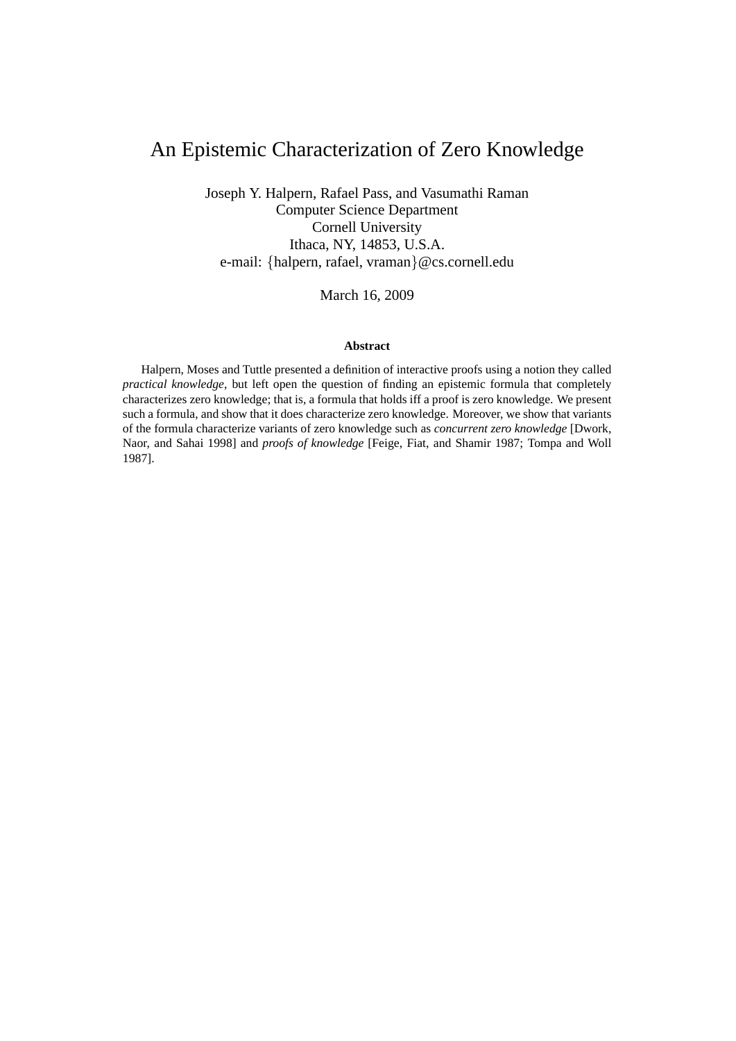# An Epistemic Characterization of Zero Knowledge

Joseph Y. Halpern, Rafael Pass, and Vasumathi Raman
Computer Science Department
Cornell University
Ithaca, NY, 14853, U.S.A.
e-mail: {halpern, rafael, vraman}@cs.cornell.edu

March 16, 2009

**Abstract**

Halpern, Moses and Tuttle presented a definition of interactive proofs using a notion they called *practical knowledge*, but left open the question of finding an epistemic formula that completely characterizes zero knowledge; that is, a formula that holds iff a proof is zero knowledge. We present such a formula, and show that it does characterize zero knowledge. Moreover, we show that variants of the formula characterize variants of zero knowledge such as *concurrent zero knowledge* [Dwork, Naor, and Sahai 1998] and *proofs of knowledge* [Feige, Fiat, and Shamir 1987; Tompa and Woll 1987].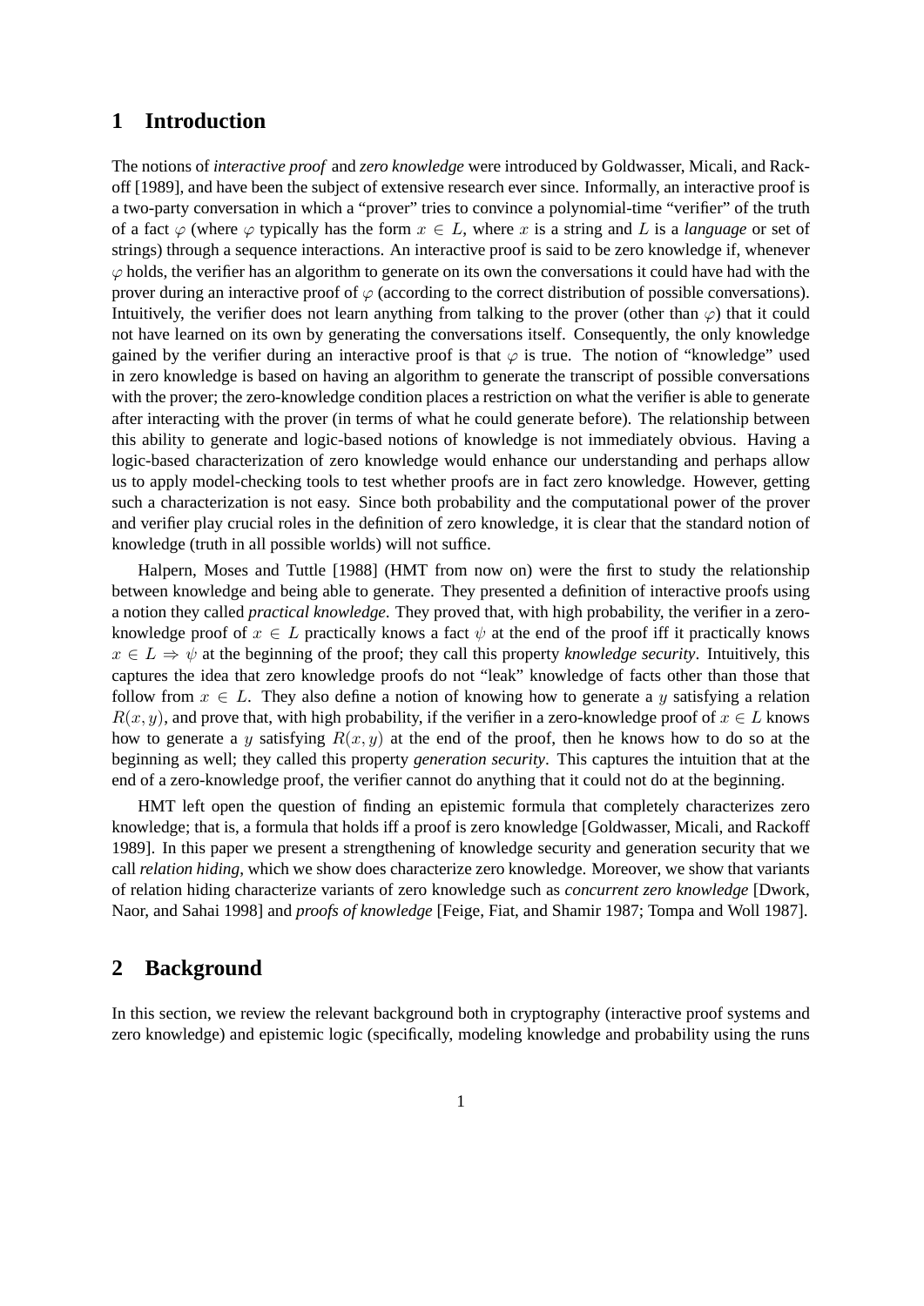## 1 Introduction

The notions of *interactive proof* and *zero knowledge* were introduced by Goldwasser, Micali, and Rackoff [1989], and have been the subject of extensive research ever since. Informally, an interactive proof is a two-party conversation in which a "prover" tries to convince a polynomial-time "verifier" of the truth of a fact $\varphi$ (where $\varphi$ typically has the form $x \in L$, where $x$ is a string and $L$ is a *language* or set of strings) through a sequence interactions. An interactive proof is said to be zero knowledge if, whenever $\varphi$ holds, the verifier has an algorithm to generate on its own the conversations it could have had with the prover during an interactive proof of $\varphi$ (according to the correct distribution of possible conversations). Intuitively, the verifier does not learn anything from talking to the prover (other than $\varphi$) that it could not have learned on its own by generating the conversations itself. Consequently, the only knowledge gained by the verifier during an interactive proof is that $\varphi$ is true. The notion of "knowledge" used in zero knowledge is based on having an algorithm to generate the transcript of possible conversations with the prover; the zero-knowledge condition places a restriction on what the verifier is able to generate after interacting with the prover (in terms of what he could generate before). The relationship between this ability to generate and logic-based notions of knowledge is not immediately obvious. Having a logic-based characterization of zero knowledge would enhance our understanding and perhaps allow us to apply model-checking tools to test whether proofs are in fact zero knowledge. However, getting such a characterization is not easy. Since both probability and the computational power of the prover and verifier play crucial roles in the definition of zero knowledge, it is clear that the standard notion of knowledge (truth in all possible worlds) will not suffice.

Halpern, Moses and Tuttle [1988] (HMT from now on) were the first to study the relationship between knowledge and being able to generate. They presented a definition of interactive proofs using a notion they called *practical knowledge*. They proved that, with high probability, the verifier in a zero-knowledge proof of $x \in L$ practically knows a fact $\psi$ at the end of the proof iff it practically knows $x \in L \Rightarrow \psi$ at the beginning of the proof; they call this property *knowledge security*. Intuitively, this captures the idea that zero knowledge proofs do not "leak" knowledge of facts other than those that follow from $x \in L$. They also define a notion of knowing how to generate a $y$ satisfying a relation $R(x, y)$, and prove that, with high probability, if the verifier in a zero-knowledge proof of $x \in L$ knows how to generate a $y$ satisfying $R(x, y)$ at the end of the proof, then he knows how to do so at the beginning as well; they called this property *generation security*. This captures the intuition that at the end of a zero-knowledge proof, the verifier cannot do anything that it could not do at the beginning.

HMT left open the question of finding an epistemic formula that completely characterizes zero knowledge; that is, a formula that holds iff a proof is zero knowledge [Goldwasser, Micali, and Rackoff 1989]. In this paper we present a strengthening of knowledge security and generation security that we call *relation hiding*, which we show does characterize zero knowledge. Moreover, we show that variants of relation hiding characterize variants of zero knowledge such as *concurrent zero knowledge* [Dwork, Naor, and Sahai 1998] and *proofs of knowledge* [Feige, Fiat, and Shamir 1987; Tompa and Woll 1987].

## 2 Background

In this section, we review the relevant background both in cryptography (interactive proof systems and zero knowledge) and epistemic logic (specifically, modeling knowledge and probability using the runs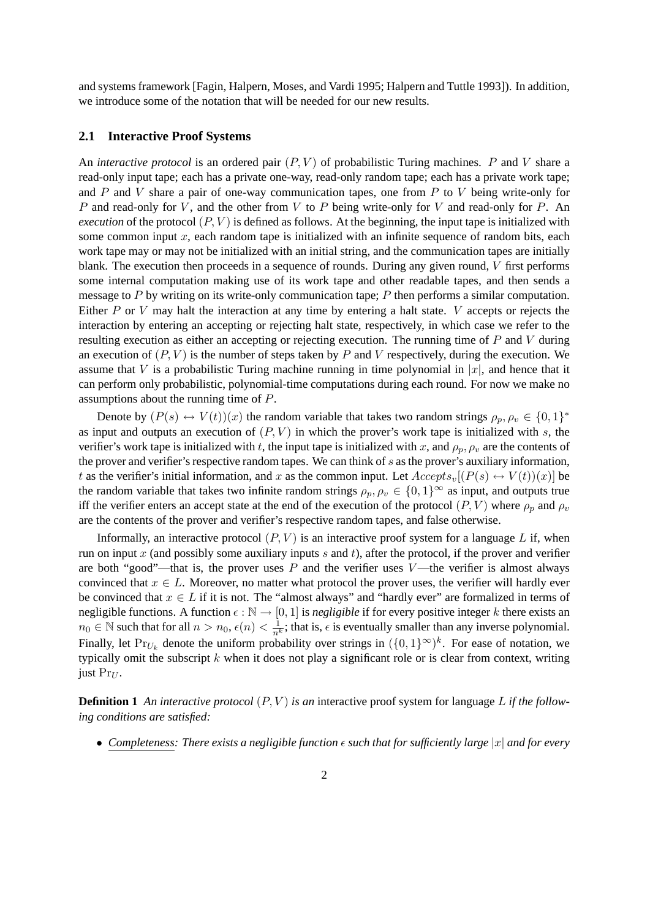and systems framework [Fagin, Halpern, Moses, and Vardi 1995; Halpern and Tuttle 1993]). In addition, we introduce some of the notation that will be needed for our new results.

### 2.1 Interactive Proof Systems

An *interactive protocol* is an ordered pair $(P, V)$ of probabilistic Turing machines. $P$ and $V$ share a read-only input tape; each has a private one-way, read-only random tape; each has a private work tape; and $P$ and $V$ share a pair of one-way communication tapes, one from $P$ to $V$ being write-only for $P$ and read-only for $V$, and the other from $V$ to $P$ being write-only for $V$ and read-only for $P$. An *execution* of the protocol $(P, V)$ is defined as follows. At the beginning, the input tape is initialized with some common input $x$, each random tape is initialized with an infinite sequence of random bits, each work tape may or may not be initialized with an initial string, and the communication tapes are initially blank. The execution then proceeds in a sequence of rounds. During any given round, $V$ first performs some internal computation making use of its work tape and other readable tapes, and then sends a message to $P$ by writing on its write-only communication tape; $P$ then performs a similar computation. Either $P$ or $V$ may halt the interaction at any time by entering a halt state. $V$ accepts or rejects the interaction by entering an accepting or rejecting halt state, respectively, in which case we refer to the resulting execution as either an accepting or rejecting execution. The running time of $P$ and $V$ during an execution of $(P, V)$ is the number of steps taken by $P$ and $V$ respectively, during the execution. We assume that $V$ is a probabilistic Turing machine running in time polynomial in $|x|$, and hence that it can perform only probabilistic, polynomial-time computations during each round. For now we make no assumptions about the running time of $P$.

Denote by $(P(s) \leftrightarrow V(t))(x)$ the random variable that takes two random strings $\rho_p, \rho_v \in \{0,1\}^*$ as input and outputs an execution of $(P, V)$ in which the prover's work tape is initialized with $s$, the verifier's work tape is initialized with $t$, the input tape is initialized with $x$, and $\rho_p, \rho_v$ are the contents of the prover and verifier's respective random tapes. We can think of $s$ as the prover's auxiliary information, $t$ as the verifier's initial information, and $x$ as the common input. Let $Accepts_v[(P(s) \leftrightarrow V(t))(x)]$ be the random variable that takes two infinite random strings $\rho_p, \rho_v \in \{0,1\}^\infty$ as input, and outputs true iff the verifier enters an accept state at the end of the execution of the protocol $(P, V)$ where $\rho_p$ and $\rho_v$ are the contents of the prover and verifier's respective random tapes, and false otherwise.

Informally, an interactive protocol $(P, V)$ is an interactive proof system for a language $L$ if, when run on input $x$ (and possibly some auxiliary inputs $s$ and $t$), after the protocol, if the prover and verifier are both "good"—that is, the prover uses $P$ and the verifier uses $V$—the verifier is almost always convinced that $x \in L$. Moreover, no matter what protocol the prover uses, the verifier will hardly ever be convinced that $x \in L$ if it is not. The "almost always" and "hardly ever" are formalized in terms of negligible functions. A function $\epsilon : \mathbb{N} \to [0,1]$ is *negligible* if for every positive integer $k$ there exists an $n_0 \in \mathbb{N}$ such that for all $n > n_0$, $\epsilon(n) < \frac{1}{n^k}$; that is, $\epsilon$ is eventually smaller than any inverse polynomial. Finally, let $\Pr_{U_k}$ denote the uniform probability over strings in $(\{0,1\}^\infty)^k$. For ease of notation, we typically omit the subscript $k$ when it does not play a significant role or is clear from context, writing just $\Pr_U$.

**Definition 1** *An interactive protocol $(P, V)$ is an* interactive proof system for language $L$ *if the following conditions are satisfied:*

- *Completeness: There exists a negligible function $\epsilon$ such that for sufficiently large $|x|$ and for every*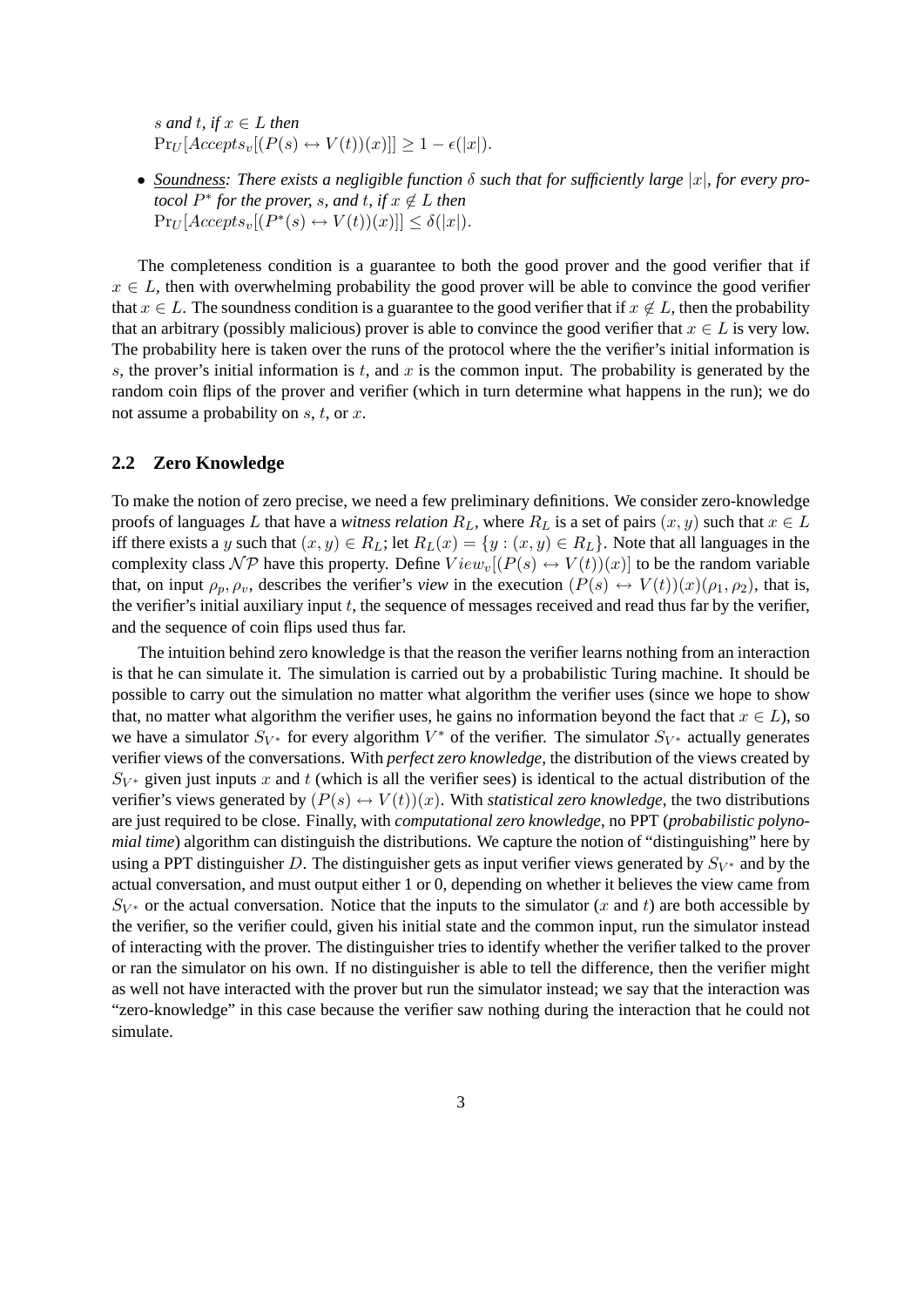*$s$ and $t$, if $x \in L$ then*
$\Pr_U[Accepts_v[(P(s) \leftrightarrow V(t))(x)]] \geq 1 - \epsilon(|x|)$.

- Soundness*: There exists a negligible function $\delta$ such that for sufficiently large $|x|$, for every protocol $P^*$ for the prover, $s$, and $t$, if $x \notin L$ then*
  $\Pr_U[Accepts_v[(P^*(s) \leftrightarrow V(t))(x)]] \leq \delta(|x|)$.

The completeness condition is a guarantee to both the good prover and the good verifier that if $x \in L$, then with overwhelming probability the good prover will be able to convince the good verifier that $x \in L$. The soundness condition is a guarantee to the good verifier that if $x \notin L$, then the probability that an arbitrary (possibly malicious) prover is able to convince the good verifier that $x \in L$ is very low. The probability here is taken over the runs of the protocol where the the verifier's initial information is $s$, the prover's initial information is $t$, and $x$ is the common input. The probability is generated by the random coin flips of the prover and verifier (which in turn determine what happens in the run); we do not assume a probability on $s$, $t$, or $x$.

## 2.2 Zero Knowledge

To make the notion of zero precise, we need a few preliminary definitions. We consider zero-knowledge proofs of languages $L$ that have a *witness relation* $R_L$, where $R_L$ is a set of pairs $(x, y)$ such that $x \in L$ iff there exists a $y$ such that $(x, y) \in R_L$; let $R_L(x) = \{y : (x, y) \in R_L\}$. Note that all languages in the complexity class $\mathcal{NP}$ have this property. Define $View_v[(P(s) \leftrightarrow V(t))(x)]$ to be the random variable that, on input $\rho_p, \rho_v$, describes the verifier's *view* in the execution $(P(s) \leftrightarrow V(t))(x)(\rho_1, \rho_2)$, that is, the verifier's initial auxiliary input $t$, the sequence of messages received and read thus far by the verifier, and the sequence of coin flips used thus far.

The intuition behind zero knowledge is that the reason the verifier learns nothing from an interaction is that he can simulate it. The simulation is carried out by a probabilistic Turing machine. It should be possible to carry out the simulation no matter what algorithm the verifier uses (since we hope to show that, no matter what algorithm the verifier uses, he gains no information beyond the fact that $x \in L$), so we have a simulator $S_{V^*}$ for every algorithm $V^*$ of the verifier. The simulator $S_{V^*}$ actually generates verifier views of the conversations. With *perfect zero knowledge*, the distribution of the views created by $S_{V^*}$ given just inputs $x$ and $t$ (which is all the verifier sees) is identical to the actual distribution of the verifier's views generated by $(P(s) \leftrightarrow V(t))(x)$. With *statistical zero knowledge*, the two distributions are just required to be close. Finally, with *computational zero knowledge*, no PPT (*probabilistic polynomial time*) algorithm can distinguish the distributions. We capture the notion of "distinguishing" here by using a PPT distinguisher $D$. The distinguisher gets as input verifier views generated by $S_{V^*}$ and by the actual conversation, and must output either 1 or 0, depending on whether it believes the view came from $S_{V^*}$ or the actual conversation. Notice that the inputs to the simulator ($x$ and $t$) are both accessible by the verifier, so the verifier could, given his initial state and the common input, run the simulator instead of interacting with the prover. The distinguisher tries to identify whether the verifier talked to the prover or ran the simulator on his own. If no distinguisher is able to tell the difference, then the verifier might as well not have interacted with the prover but run the simulator instead; we say that the interaction was "zero-knowledge" in this case because the verifier saw nothing during the interaction that he could not simulate.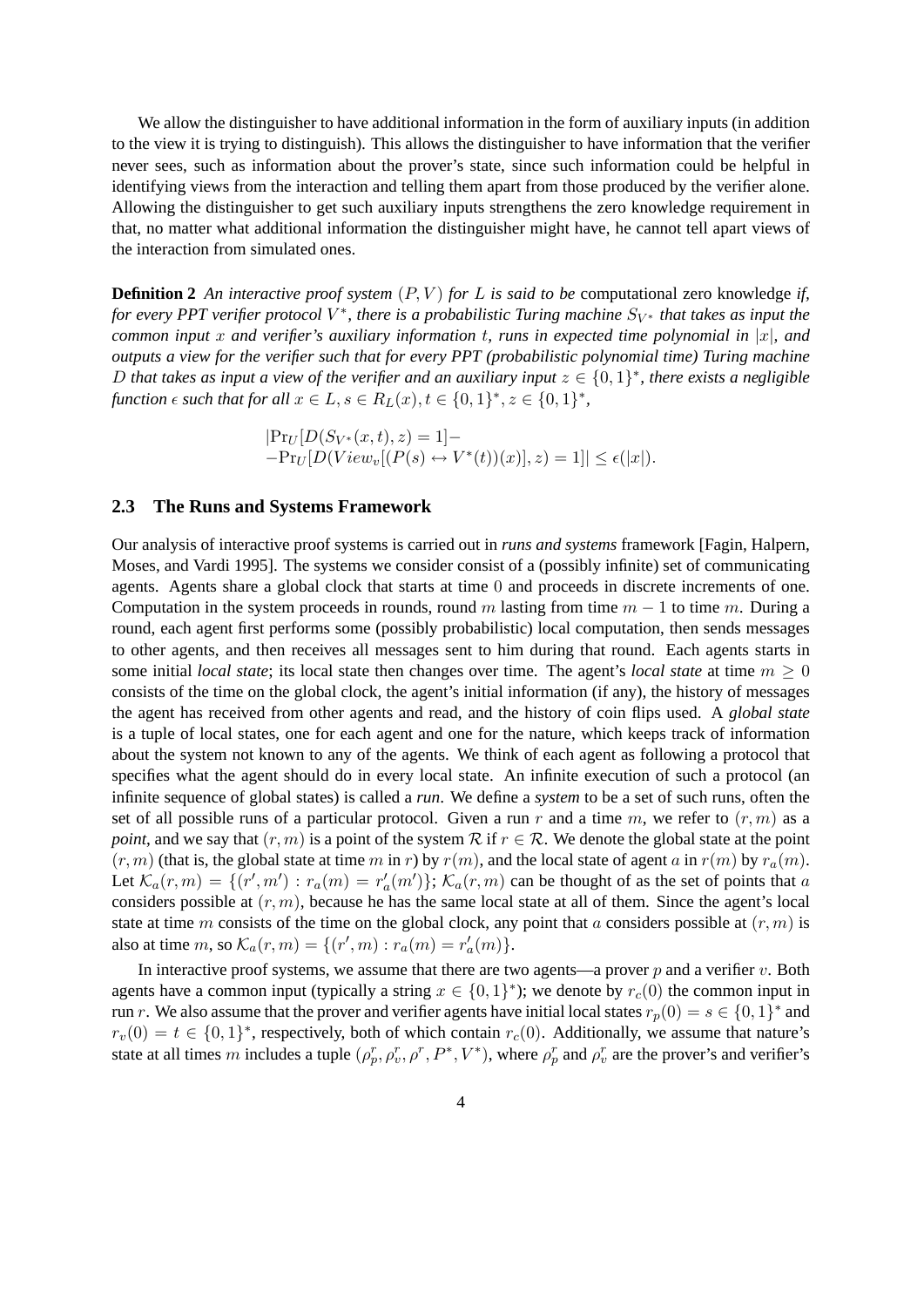We allow the distinguisher to have additional information in the form of auxiliary inputs (in addition to the view it is trying to distinguish). This allows the distinguisher to have information that the verifier never sees, such as information about the prover's state, since such information could be helpful in identifying views from the interaction and telling them apart from those produced by the verifier alone. Allowing the distinguisher to get such auxiliary inputs strengthens the zero knowledge requirement in that, no matter what additional information the distinguisher might have, he cannot tell apart views of the interaction from simulated ones.

**Definition 2** *An interactive proof system $(P, V)$ for $L$ is said to be* computational zero knowledge *if, for every PPT verifier protocol $V^*$, there is a probabilistic Turing machine $S_{V^*}$ that takes as input the common input $x$ and verifier's auxiliary information $t$, runs in expected time polynomial in $|x|$, and outputs a view for the verifier such that for every PPT (probabilistic polynomial time) Turing machine $D$ that takes as input a view of the verifier and an auxiliary input $z \in \{0,1\}^*$, there exists a negligible function $\epsilon$ such that for all $x \in L, s \in R_L(x), t \in \{0,1\}^*, z \in \{0,1\}^*$,*

$$|\Pr_U[D(S_{V^*}(x,t), z) = 1] - \\ -\Pr_U[D(View_v[(P(s) \leftrightarrow V^*(t))(x)], z) = 1]| \leq \epsilon(|x|).$$

### 2.3 The Runs and Systems Framework

Our analysis of interactive proof systems is carried out in *runs and systems* framework [Fagin, Halpern, Moses, and Vardi 1995]. The systems we consider consist of a (possibly infinite) set of communicating agents. Agents share a global clock that starts at time 0 and proceeds in discrete increments of one. Computation in the system proceeds in rounds, round $m$ lasting from time $m-1$ to time $m$. During a round, each agent first performs some (possibly probabilistic) local computation, then sends messages to other agents, and then receives all messages sent to him during that round. Each agents starts in some initial *local state*; its local state then changes over time. The agent's *local state* at time $m \geq 0$ consists of the time on the global clock, the agent's initial information (if any), the history of messages the agent has received from other agents and read, and the history of coin flips used. A *global state* is a tuple of local states, one for each agent and one for the nature, which keeps track of information about the system not known to any of the agents. We think of each agent as following a protocol that specifies what the agent should do in every local state. An infinite execution of such a protocol (an infinite sequence of global states) is called a *run*. We define a *system* to be a set of such runs, often the set of all possible runs of a particular protocol. Given a run $r$ and a time $m$, we refer to $(r, m)$ as a *point*, and we say that $(r, m)$ is a point of the system $\mathcal{R}$ if $r \in \mathcal{R}$. We denote the global state at the point $(r, m)$ (that is, the global state at time $m$ in $r$) by $r(m)$, and the local state of agent $a$ in $r(m)$ by $r_a(m)$. Let $\mathcal{K}_a(r, m) = \{(r', m') : r_a(m) = r'_a(m')\}$; $\mathcal{K}_a(r, m)$ can be thought of as the set of points that $a$ considers possible at $(r, m)$, because he has the same local state at all of them. Since the agent's local state at time $m$ consists of the time on the global clock, any point that $a$ considers possible at $(r, m)$ is also at time $m$, so $\mathcal{K}_a(r, m) = \{(r', m) : r_a(m) = r'_a(m)\}$.

In interactive proof systems, we assume that there are two agents—a prover $p$ and a verifier $v$. Both agents have a common input (typically a string $x \in \{0,1\}^*$); we denote by $r_c(0)$ the common input in run $r$. We also assume that the prover and verifier agents have initial local states $r_p(0) = s \in \{0,1\}^*$ and $r_v(0) = t \in \{0,1\}^*$, respectively, both of which contain $r_c(0)$. Additionally, we assume that nature's state at all times $m$ includes a tuple $(\rho_p^r, \rho_v^r, \rho^r, P^*, V^*)$, where $\rho_p^r$ and $\rho_v^r$ are the prover's and verifier's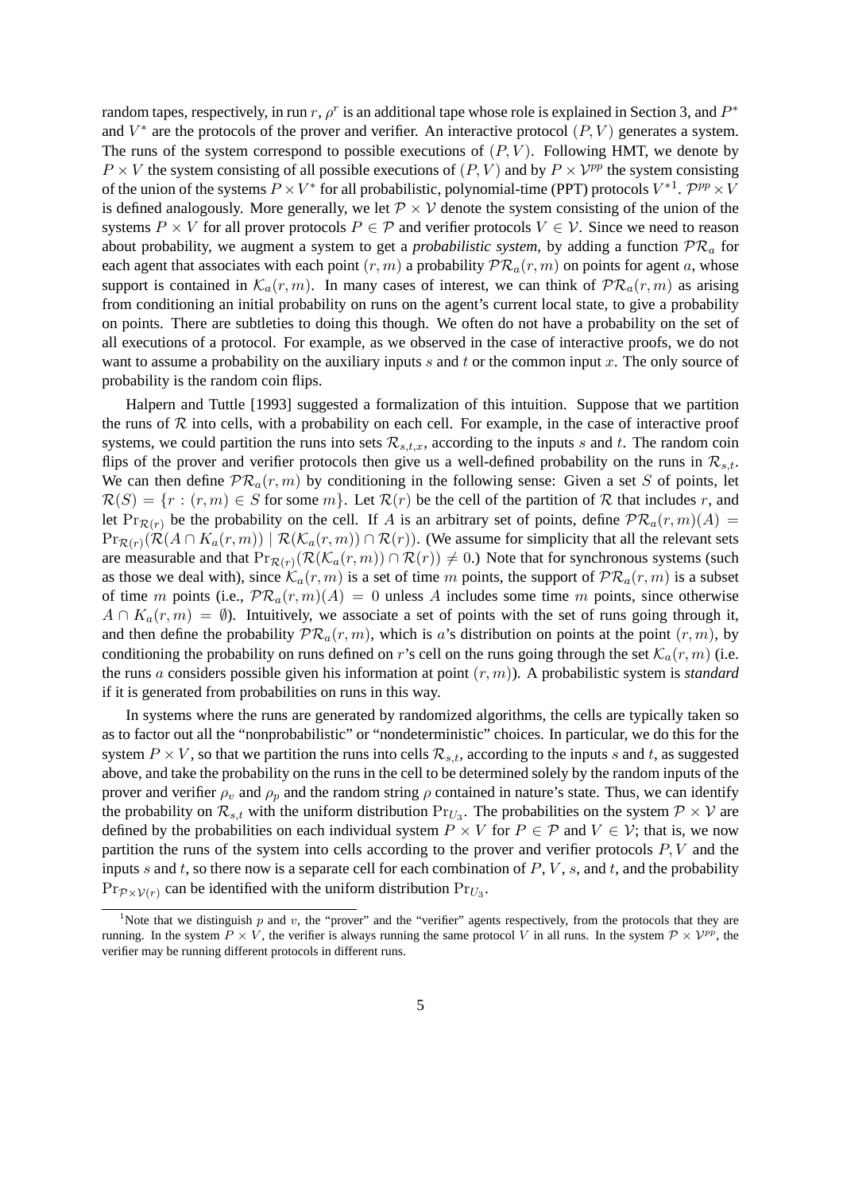random tapes, respectively, in run $r$, $\rho^r$ is an additional tape whose role is explained in Section 3, and $P^*$ and $V^*$ are the protocols of the prover and verifier. An interactive protocol $(P, V)$ generates a system. The runs of the system correspond to possible executions of $(P, V)$. Following HMT, we denote by $P \times V$ the system consisting of all possible executions of $(P, V)$ and by $P \times \mathcal{V}^{pp}$ the system consisting of the union of the systems $P \times V^*$ for all probabilistic, polynomial-time (PPT) protocols $V^*$[1]. $\mathcal{P}^{pp} \times V$ is defined analogously. More generally, we let $\mathcal{P} \times \mathcal{V}$ denote the system consisting of the union of the systems $P \times V$ for all prover protocols $P \in \mathcal{P}$ and verifier protocols $V \in \mathcal{V}$. Since we need to reason about probability, we augment a system to get a *probabilistic system*, by adding a function $\mathcal{PR}_a$ for each agent that associates with each point $(r, m)$ a probability $\mathcal{PR}_a(r, m)$ on points for agent $a$, whose support is contained in $\mathcal{K}_a(r, m)$. In many cases of interest, we can think of $\mathcal{PR}_a(r, m)$ as arising from conditioning an initial probability on runs on the agent's current local state, to give a probability on points. There are subtleties to doing this though. We often do not have a probability on the set of all executions of a protocol. For example, as we observed in the case of interactive proofs, we do not want to assume a probability on the auxiliary inputs $s$ and $t$ or the common input $x$. The only source of probability is the random coin flips.

Halpern and Tuttle [1993] suggested a formalization of this intuition. Suppose that we partition the runs of $\mathcal{R}$ into cells, with a probability on each cell. For example, in the case of interactive proof systems, we could partition the runs into sets $\mathcal{R}_{s,t,x}$, according to the inputs $s$ and $t$. The random coin flips of the prover and verifier protocols then give us a well-defined probability on the runs in $\mathcal{R}_{s,t}$. We can then define $\mathcal{PR}_a(r, m)$ by conditioning in the following sense: Given a set $S$ of points, let $\mathcal{R}(S) = \{r : (r, m) \in S \text{ for some } m\}$. Let $\mathcal{R}(r)$ be the cell of the partition of $\mathcal{R}$ that includes $r$, and let $\Pr_{\mathcal{R}(r)}$ be the probability on the cell. If $A$ is an arbitrary set of points, define $\mathcal{PR}_a(r, m)(A) = \Pr_{\mathcal{R}(r)}(\mathcal{R}(A \cap K_a(r, m)) \mid \mathcal{R}(\mathcal{K}_a(r, m)) \cap \mathcal{R}(r))$. (We assume for simplicity that all the relevant sets are measurable and that $\Pr_{\mathcal{R}(r)}(\mathcal{R}(\mathcal{K}_a(r, m)) \cap \mathcal{R}(r)) \neq 0$.) Note that for synchronous systems (such as those we deal with), since $\mathcal{K}_a(r, m)$ is a set of time $m$ points, the support of $\mathcal{PR}_a(r, m)$ is a subset of time $m$ points (i.e., $\mathcal{PR}_a(r, m)(A) = 0$ unless $A$ includes some time $m$ points, since otherwise $A \cap K_a(r, m) = \emptyset$). Intuitively, we associate a set of points with the set of runs going through it, and then define the probability $\mathcal{PR}_a(r, m)$, which is $a$'s distribution on points at the point $(r, m)$, by conditioning the probability on runs defined on $r$'s cell on the runs going through the set $\mathcal{K}_a(r, m)$ (i.e. the runs $a$ considers possible given his information at point $(r, m)$). A probabilistic system is *standard* if it is generated from probabilities on runs in this way.

In systems where the runs are generated by randomized algorithms, the cells are typically taken so as to factor out all the "nonprobabilistic" or "nondeterministic" choices. In particular, we do this for the system $P \times V$, so that we partition the runs into cells $\mathcal{R}_{s,t}$, according to the inputs $s$ and $t$, as suggested above, and take the probability on the runs in the cell to be determined solely by the random inputs of the prover and verifier $\rho_v$ and $\rho_p$ and the random string $\rho$ contained in nature's state. Thus, we can identify the probability on $\mathcal{R}_{s,t}$ with the uniform distribution $\Pr_{U_3}$. The probabilities on the system $\mathcal{P} \times \mathcal{V}$ are defined by the probabilities on each individual system $P \times V$ for $P \in \mathcal{P}$ and $V \in \mathcal{V}$; that is, we now partition the runs of the system into cells according to the prover and verifier protocols $P, V$ and the inputs $s$ and $t$, so there now is a separate cell for each combination of $P$, $V$, $s$, and $t$, and the probability $\Pr_{\mathcal{P} \times \mathcal{V}(r)}$ can be identified with the uniform distribution $\Pr_{U_3}$.

[1] Note that we distinguish $p$ and $v$, the "prover" and the "verifier" agents respectively, from the protocols that they are running. In the system $P \times V$, the verifier is always running the same protocol $V$ in all runs. In the system $\mathcal{P} \times \mathcal{V}^{pp}$, the verifier may be running different protocols in different runs.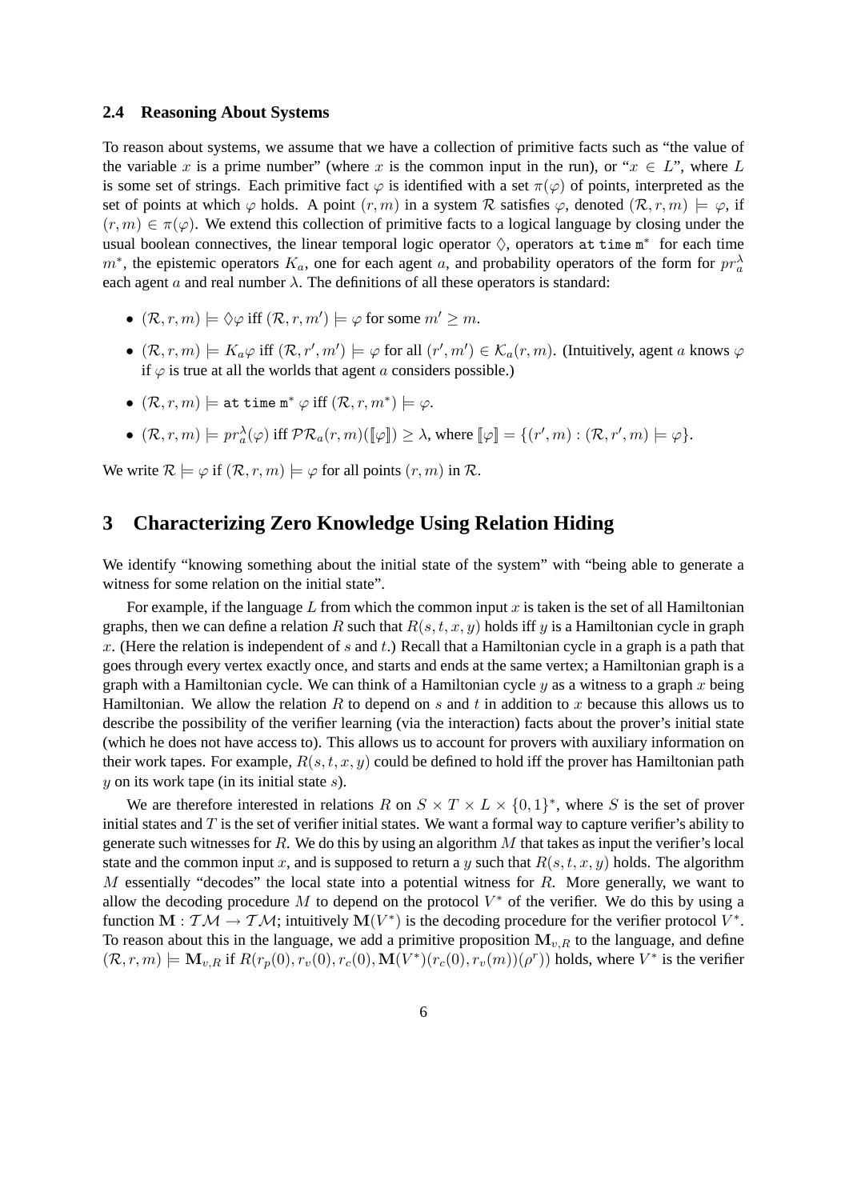### 2.4 Reasoning About Systems

To reason about systems, we assume that we have a collection of primitive facts such as "the value of the variable $x$ is a prime number" (where $x$ is the common input in the run), or "$x \in L$", where $L$ is some set of strings. Each primitive fact $\varphi$ is identified with a set $\pi(\varphi)$ of points, interpreted as the set of points at which $\varphi$ holds. A point $(r, m)$ in a system $\mathcal{R}$ satisfies $\varphi$, denoted $(\mathcal{R}, r, m) \models \varphi$, if $(r, m) \in \pi(\varphi)$. We extend this collection of primitive facts to a logical language by closing under the usual boolean connectives, the linear temporal logic operator $\Diamond$, operators $\texttt{at time m}^*$ for each time $m^*$, the epistemic operators $K_a$, one for each agent $a$, and probability operators of the form for $pr_a^\lambda$ each agent $a$ and real number $\lambda$. The definitions of all these operators is standard:

- $(\mathcal{R}, r, m) \models \Diamond\varphi$ iff $(\mathcal{R}, r, m') \models \varphi$ for some $m' \geq m$.
- $(\mathcal{R}, r, m) \models K_a\varphi$ iff $(\mathcal{R}, r', m') \models \varphi$ for all $(r', m') \in \mathcal{K}_a(r, m)$. (Intuitively, agent $a$ knows $\varphi$ if $\varphi$ is true at all the worlds that agent $a$ considers possible.)
- $(\mathcal{R}, r, m) \models \texttt{at time m}^* \, \varphi$ iff $(\mathcal{R}, r, m^*) \models \varphi$.
- $(\mathcal{R}, r, m) \models pr_a^\lambda(\varphi)$ iff $\mathcal{PR}_a(r, m)(\llbracket\varphi\rrbracket) \geq \lambda$, where $\llbracket\varphi\rrbracket = \{(r', m) : (\mathcal{R}, r', m) \models \varphi\}$.

We write $\mathcal{R} \models \varphi$ if $(\mathcal{R}, r, m) \models \varphi$ for all points $(r, m)$ in $\mathcal{R}$.

## 3 Characterizing Zero Knowledge Using Relation Hiding

We identify "knowing something about the initial state of the system" with "being able to generate a witness for some relation on the initial state".

For example, if the language $L$ from which the common input $x$ is taken is the set of all Hamiltonian graphs, then we can define a relation $R$ such that $R(s, t, x, y)$ holds iff $y$ is a Hamiltonian cycle in graph $x$. (Here the relation is independent of $s$ and $t$.) Recall that a Hamiltonian cycle in a graph is a path that goes through every vertex exactly once, and starts and ends at the same vertex; a Hamiltonian graph is a graph with a Hamiltonian cycle. We can think of a Hamiltonian cycle $y$ as a witness to a graph $x$ being Hamiltonian. We allow the relation $R$ to depend on $s$ and $t$ in addition to $x$ because this allows us to describe the possibility of the verifier learning (via the interaction) facts about the prover's initial state (which he does not have access to). This allows us to account for provers with auxiliary information on their work tapes. For example, $R(s, t, x, y)$ could be defined to hold iff the prover has Hamiltonian path $y$ on its work tape (in its initial state $s$).

We are therefore interested in relations $R$ on $S \times T \times L \times \{0, 1\}^*$, where $S$ is the set of prover initial states and $T$ is the set of verifier initial states. We want a formal way to capture verifier's ability to generate such witnesses for $R$. We do this by using an algorithm $M$ that takes as input the verifier's local state and the common input $x$, and is supposed to return a $y$ such that $R(s, t, x, y)$ holds. The algorithm $M$ essentially "decodes" the local state into a potential witness for $R$. More generally, we want to allow the decoding procedure $M$ to depend on the protocol $V^*$ of the verifier. We do this by using a function $\mathbf{M} : \mathcal{TM} \rightarrow \mathcal{TM}$; intuitively $\mathbf{M}(V^*)$ is the decoding procedure for the verifier protocol $V^*$. To reason about this in the language, we add a primitive proposition $\mathbf{M}_{v,R}$ to the language, and define $(\mathcal{R}, r, m) \models \mathbf{M}_{v,R}$ if $R(r_p(0), r_v(0), r_c(0), \mathbf{M}(V^*)(r_c(0), r_v(m))(\rho^r))$ holds, where $V^*$ is the verifier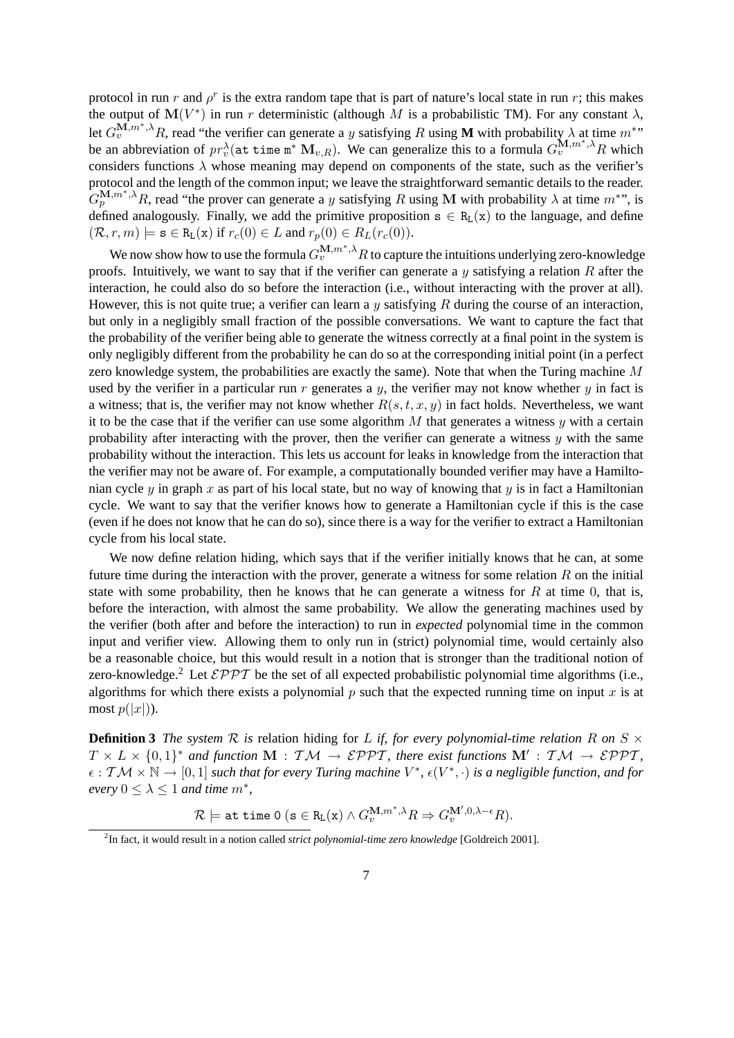protocol in run $r$ and $\rho^r$ is the extra random tape that is part of nature's local state in run $r$; this makes the output of $\mathbf{M}(V^*)$ in run $r$ deterministic (although $M$ is a probabilistic TM). For any constant $\lambda$, let $G_v^{\mathbf{M},m^*,\lambda}R$, read "the verifier can generate a $y$ satisfying $R$ using **M** with probability $\lambda$ at time $m^*$" be an abbreviation of $pr_v^\lambda(\texttt{at time m}^* \; \mathbf{M}_{v,R})$. We can generalize this to a formula $G_v^{\mathbf{M},m^*,\lambda}R$ which considers functions $\lambda$ whose meaning may depend on components of the state, such as the verifier's protocol and the length of the common input; we leave the straightforward semantic details to the reader. $G_p^{\mathbf{M},m^*,\lambda}R$, read "the prover can generate a $y$ satisfying $R$ using $\mathbf{M}$ with probability $\lambda$ at time $m^*$", is defined analogously. Finally, we add the primitive proposition $\texttt{s} \in \texttt{R}_\texttt{L}(\texttt{x})$ to the language, and define $(\mathcal{R}, r, m) \models \texttt{s} \in \texttt{R}_\texttt{L}(\texttt{x})$ if $r_c(0) \in L$ and $r_p(0) \in R_L(r_c(0))$.

We now show how to use the formula $G_v^{\mathbf{M},m^*,\lambda}R$ to capture the intuitions underlying zero-knowledge proofs. Intuitively, we want to say that if the verifier can generate a $y$ satisfying a relation $R$ after the interaction, he could also do so before the interaction (i.e., without interacting with the prover at all). However, this is not quite true; a verifier can learn a $y$ satisfying $R$ during the course of an interaction, but only in a negligibly small fraction of the possible conversations. We want to capture the fact that the probability of the verifier being able to generate the witness correctly at a final point in the system is only negligibly different from the probability he can do so at the corresponding initial point (in a perfect zero knowledge system, the probabilities are exactly the same). Note that when the Turing machine $M$ used by the verifier in a particular run $r$ generates a $y$, the verifier may not know whether $y$ in fact is a witness; that is, the verifier may not know whether $R(s, t, x, y)$ in fact holds. Nevertheless, we want it to be the case that if the verifier can use some algorithm $M$ that generates a witness $y$ with a certain probability after interacting with the prover, then the verifier can generate a witness $y$ with the same probability without the interaction. This lets us account for leaks in knowledge from the interaction that the verifier may not be aware of. For example, a computationally bounded verifier may have a Hamiltonian cycle $y$ in graph $x$ as part of his local state, but no way of knowing that $y$ is in fact a Hamiltonian cycle. We want to say that the verifier knows how to generate a Hamiltonian cycle if this is the case (even if he does not know that he can do so), since there is a way for the verifier to extract a Hamiltonian cycle from his local state.

We now define relation hiding, which says that if the verifier initially knows that he can, at some future time during the interaction with the prover, generate a witness for some relation $R$ on the initial state with some probability, then he knows that he can generate a witness for $R$ at time 0, that is, before the interaction, with almost the same probability. We allow the generating machines used by the verifier (both after and before the interaction) to run in *expected* polynomial time in the common input and verifier view. Allowing them to only run in (strict) polynomial time, would certainly also be a reasonable choice, but this would result in a notion that is stronger than the traditional notion of zero-knowledge.[2] Let $\mathcal{EPPT}$ be the set of all expected probabilistic polynomial time algorithms (i.e., algorithms for which there exists a polynomial $p$ such that the expected running time on input $x$ is at most $p(|x|)$).

**Definition 3** *The system $\mathcal{R}$ is* relation hiding *for $L$ if, for every polynomial-time relation $R$ on $S \times T \times L \times \{0,1\}^*$ and function $\mathbf{M} : \mathcal{TM} \to \mathcal{EPPT}$, there exist functions $\mathbf{M}' : \mathcal{TM} \to \mathcal{EPPT}$, $\epsilon : \mathcal{TM} \times \mathbb{N} \to [0,1]$ such that for every Turing machine $V^*$, $\epsilon(V^*, \cdot)$ is a negligible function, and for every $0 \leq \lambda \leq 1$ and time $m^*$,*

$$\mathcal{R} \models \texttt{at time 0} \; (\texttt{s} \in \texttt{R}_\texttt{L}(\texttt{x}) \wedge G_v^{\mathbf{M},m^*,\lambda}R \Rightarrow G_v^{\mathbf{M}',0,\lambda-\epsilon}R).$$

[2] In fact, it would result in a notion called *strict polynomial-time zero knowledge* [Goldreich 2001].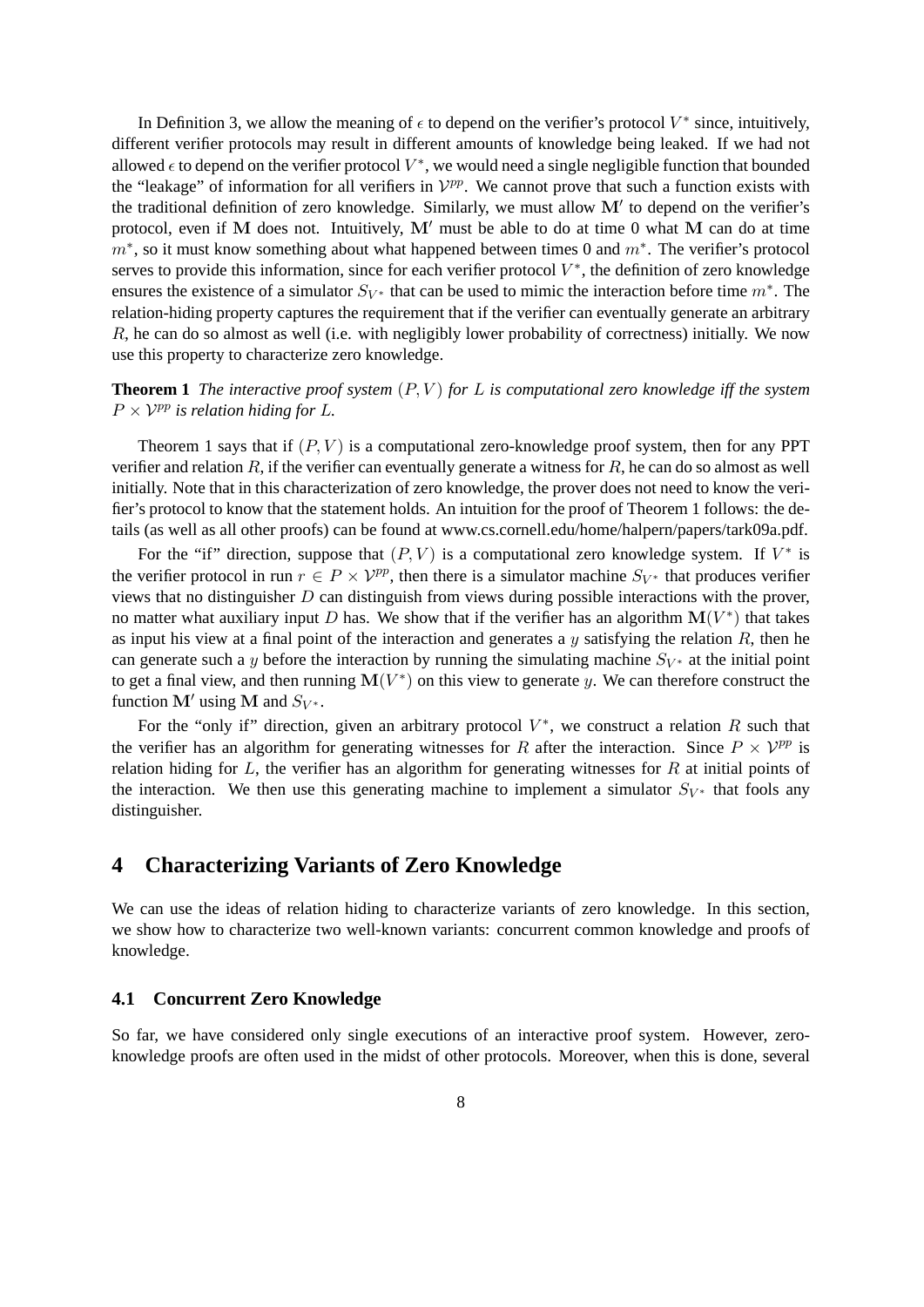In Definition 3, we allow the meaning of $\epsilon$ to depend on the verifier's protocol $V^*$ since, intuitively, different verifier protocols may result in different amounts of knowledge being leaked. If we had not allowed $\epsilon$ to depend on the verifier protocol $V^*$, we would need a single negligible function that bounded the "leakage" of information for all verifiers in $\mathcal{V}^{pp}$. We cannot prove that such a function exists with the traditional definition of zero knowledge. Similarly, we must allow $\mathbf{M}'$ to depend on the verifier's protocol, even if $\mathbf{M}$ does not. Intuitively, $\mathbf{M}'$ must be able to do at time 0 what $\mathbf{M}$ can do at time $m^*$, so it must know something about what happened between times 0 and $m^*$. The verifier's protocol serves to provide this information, since for each verifier protocol $V^*$, the definition of zero knowledge ensures the existence of a simulator $S_{V^*}$ that can be used to mimic the interaction before time $m^*$. The relation-hiding property captures the requirement that if the verifier can eventually generate an arbitrary $R$, he can do so almost as well (i.e. with negligibly lower probability of correctness) initially. We now use this property to characterize zero knowledge.

**Theorem 1** *The interactive proof system $(P, V)$ for $L$ is computational zero knowledge iff the system $P \times \mathcal{V}^{pp}$ is relation hiding for $L$.*

Theorem 1 says that if $(P, V)$ is a computational zero-knowledge proof system, then for any PPT verifier and relation $R$, if the verifier can eventually generate a witness for $R$, he can do so almost as well initially. Note that in this characterization of zero knowledge, the prover does not need to know the verifier's protocol to know that the statement holds. An intuition for the proof of Theorem 1 follows: the details (as well as all other proofs) can be found at www.cs.cornell.edu/home/halpern/papers/tark09a.pdf.

For the "if" direction, suppose that $(P, V)$ is a computational zero knowledge system. If $V^*$ is the verifier protocol in run $r \in P \times \mathcal{V}^{pp}$, then there is a simulator machine $S_{V^*}$ that produces verifier views that no distinguisher $D$ can distinguish from views during possible interactions with the prover, no matter what auxiliary input $D$ has. We show that if the verifier has an algorithm $\mathbf{M}(V^*)$ that takes as input his view at a final point of the interaction and generates a $y$ satisfying the relation $R$, then he can generate such a $y$ before the interaction by running the simulating machine $S_{V^*}$ at the initial point to get a final view, and then running $\mathbf{M}(V^*)$ on this view to generate $y$. We can therefore construct the function $\mathbf{M}'$ using $\mathbf{M}$ and $S_{V^*}$.

For the "only if" direction, given an arbitrary protocol $V^*$, we construct a relation $R$ such that the verifier has an algorithm for generating witnesses for $R$ after the interaction. Since $P \times \mathcal{V}^{pp}$ is relation hiding for $L$, the verifier has an algorithm for generating witnesses for $R$ at initial points of the interaction. We then use this generating machine to implement a simulator $S_{V^*}$ that fools any distinguisher.

# 4 Characterizing Variants of Zero Knowledge

We can use the ideas of relation hiding to characterize variants of zero knowledge. In this section, we show how to characterize two well-known variants: concurrent common knowledge and proofs of knowledge.

## 4.1 Concurrent Zero Knowledge

So far, we have considered only single executions of an interactive proof system. However, zero-knowledge proofs are often used in the midst of other protocols. Moreover, when this is done, several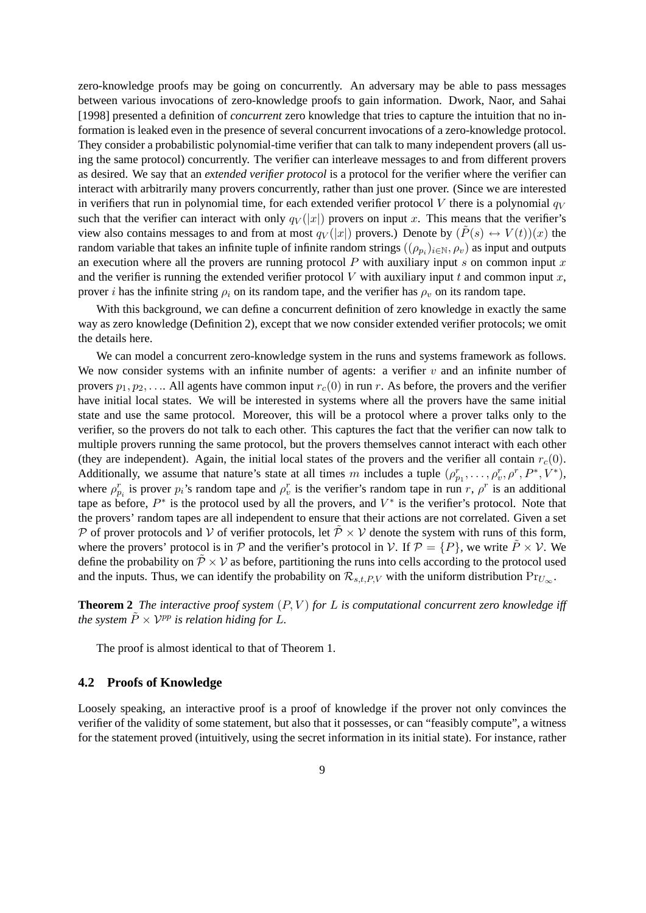zero-knowledge proofs may be going on concurrently. An adversary may be able to pass messages between various invocations of zero-knowledge proofs to gain information. Dwork, Naor, and Sahai [1998] presented a definition of *concurrent* zero knowledge that tries to capture the intuition that no information is leaked even in the presence of several concurrent invocations of a zero-knowledge protocol. They consider a probabilistic polynomial-time verifier that can talk to many independent provers (all using the same protocol) concurrently. The verifier can interleave messages to and from different provers as desired. We say that an *extended verifier protocol* is a protocol for the verifier where the verifier can interact with arbitrarily many provers concurrently, rather than just one prover. (Since we are interested in verifiers that run in polynomial time, for each extended verifier protocol $V$ there is a polynomial $q_V$ such that the verifier can interact with only $q_V(|x|)$ provers on input $x$. This means that the verifier's view also contains messages to and from at most $q_V(|x|)$ provers.) Denote by $(\tilde{P}(s) \leftrightarrow V(t))(x)$ the random variable that takes an infinite tuple of infinite random strings $((\rho_{p_i})_{i \in \mathbb{N}}, \rho_v)$ as input and outputs an execution where all the provers are running protocol $P$ with auxiliary input $s$ on common input $x$ and the verifier is running the extended verifier protocol $V$ with auxiliary input $t$ and common input $x$, prover $i$ has the infinite string $\rho_i$ on its random tape, and the verifier has $\rho_v$ on its random tape.

With this background, we can define a concurrent definition of zero knowledge in exactly the same way as zero knowledge (Definition 2), except that we now consider extended verifier protocols; we omit the details here.

We can model a concurrent zero-knowledge system in the runs and systems framework as follows. We now consider systems with an infinite number of agents: a verifier $v$ and an infinite number of provers $p_1, p_2, \ldots$. All agents have common input $r_c(0)$ in run $r$. As before, the provers and the verifier have initial local states. We will be interested in systems where all the provers have the same initial state and use the same protocol. Moreover, this will be a protocol where a prover talks only to the verifier, so the provers do not talk to each other. This captures the fact that the verifier can now talk to multiple provers running the same protocol, but the provers themselves cannot interact with each other (they are independent). Again, the initial local states of the provers and the verifier all contain $r_c(0)$. Additionally, we assume that nature's state at all times $m$ includes a tuple $(\rho^r_{p_1}, \ldots, \rho^r_v, \rho^r, P^*, V^*)$, where $\rho^r_{p_i}$ is prover $p_i$'s random tape and $\rho^r_v$ is the verifier's random tape in run $r$, $\rho^r$ is an additional tape as before, $P^*$ is the protocol used by all the provers, and $V^*$ is the verifier's protocol. Note that the provers' random tapes are all independent to ensure that their actions are not correlated. Given a set $\mathcal{P}$ of prover protocols and $\mathcal{V}$ of verifier protocols, let $\tilde{\mathcal{P}} \times \mathcal{V}$ denote the system with runs of this form, where the provers' protocol is in $\mathcal{P}$ and the verifier's protocol in $\mathcal{V}$. If $\mathcal{P} = \{P\}$, we write $\tilde{P} \times \mathcal{V}$. We define the probability on $\tilde{\mathcal{P}} \times \mathcal{V}$ as before, partitioning the runs into cells according to the protocol used and the inputs. Thus, we can identify the probability on $\mathcal{R}_{s,t,P,V}$ with the uniform distribution $\Pr_{U_\infty}$.

**Theorem 2** *The interactive proof system $(P, V)$ for $L$ is computational concurrent zero knowledge iff the system $\tilde{P} \times \mathcal{V}^{pp}$ is relation hiding for $L$.*

The proof is almost identical to that of Theorem 1.

### 4.2 Proofs of Knowledge

Loosely speaking, an interactive proof is a proof of knowledge if the prover not only convinces the verifier of the validity of some statement, but also that it possesses, or can "feasibly compute", a witness for the statement proved (intuitively, using the secret information in its initial state). For instance, rather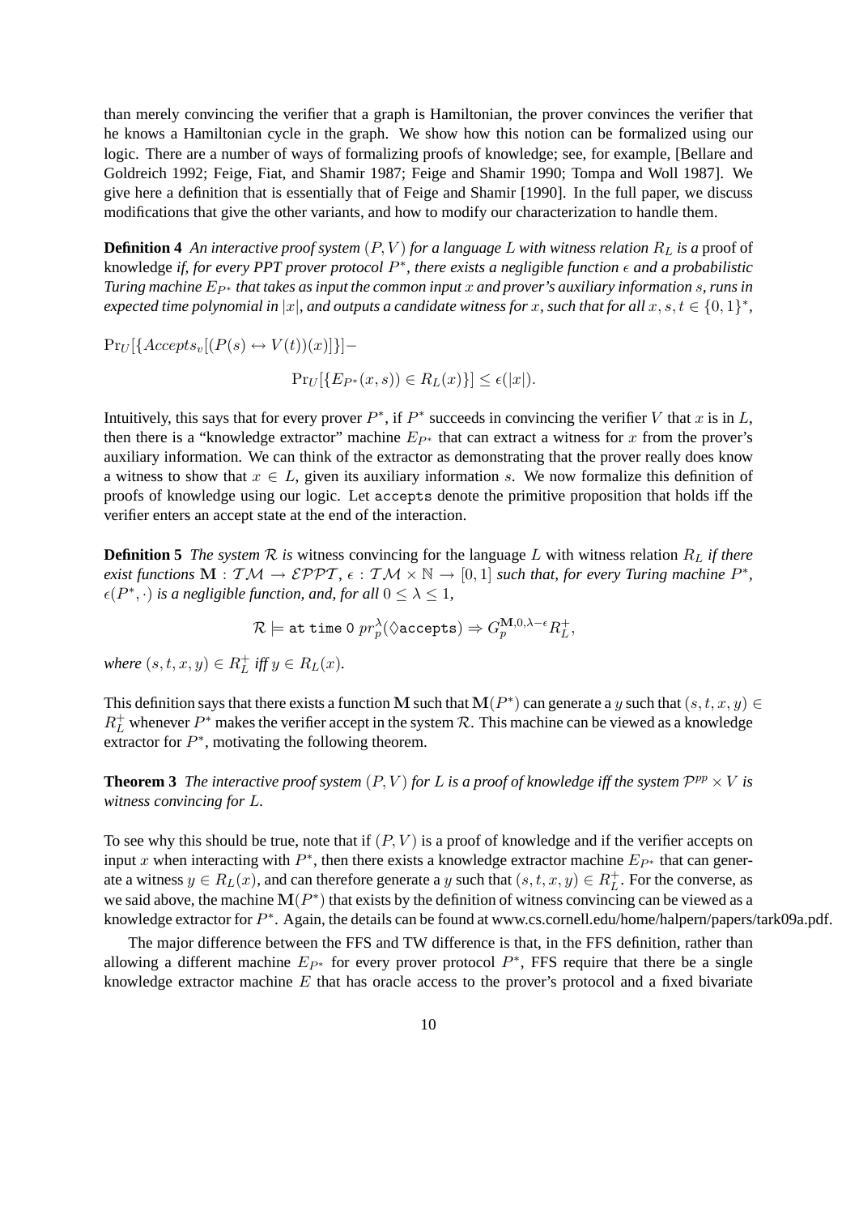than merely convincing the verifier that a graph is Hamiltonian, the prover convinces the verifier that he knows a Hamiltonian cycle in the graph. We show how this notion can be formalized using our logic. There are a number of ways of formalizing proofs of knowledge; see, for example, [Bellare and Goldreich 1992; Feige, Fiat, and Shamir 1987; Feige and Shamir 1990; Tompa and Woll 1987]. We give here a definition that is essentially that of Feige and Shamir [1990]. In the full paper, we discuss modifications that give the other variants, and how to modify our characterization to handle them.

**Definition 4** *An interactive proof system $(P, V)$ for a language $L$ with witness relation $R_L$ is a* proof of knowledge *if, for every PPT prover protocol $P^*$, there exists a negligible function $\epsilon$ and a probabilistic Turing machine $E_{P^*}$ that takes as input the common input $x$ and prover's auxiliary information $s$, runs in expected time polynomial in $|x|$, and outputs a candidate witness for $x$, such that for all $x, s, t \in \{0,1\}^*$,*

$$\Pr_U[\{Accepts_v[(P(s) \leftrightarrow V(t))(x)]\}] - \Pr_U[\{E_{P^*}(x,s)) \in R_L(x)\}] \leq \epsilon(|x|).$$

Intuitively, this says that for every prover $P^*$, if $P^*$ succeeds in convincing the verifier $V$ that $x$ is in $L$, then there is a "knowledge extractor" machine $E_{P^*}$ that can extract a witness for $x$ from the prover's auxiliary information. We can think of the extractor as demonstrating that the prover really does know a witness to show that $x \in L$, given its auxiliary information $s$. We now formalize this definition of proofs of knowledge using our logic. Let `accepts` denote the primitive proposition that holds iff the verifier enters an accept state at the end of the interaction.

**Definition 5** *The system $\mathcal{R}$ is* witness convincing for the language $L$ with witness relation $R_L$ *if there exist functions $\mathbf{M} : \mathcal{TM} \to \mathcal{EPPT}$, $\epsilon : \mathcal{TM} \times \mathbb{N} \to [0,1]$ such that, for every Turing machine $P^*$, $\epsilon(P^*, \cdot)$ is a negligible function, and, for all $0 \leq \lambda \leq 1$,*

$$\mathcal{R} \models \texttt{at time 0 } pr_p^{\lambda}(\Diamond \texttt{accepts}) \Rightarrow G_p^{\mathbf{M},0,\lambda-\epsilon} R_L^+,$$

*where $(s,t,x,y) \in R_L^+$ iff $y \in R_L(x)$.*

This definition says that there exists a function $\mathbf{M}$ such that $\mathbf{M}(P^*)$ can generate a $y$ such that $(s,t,x,y) \in R_L^+$ whenever $P^*$ makes the verifier accept in the system $\mathcal{R}$. This machine can be viewed as a knowledge extractor for $P^*$, motivating the following theorem.

**Theorem 3** *The interactive proof system $(P, V)$ for $L$ is a proof of knowledge iff the system $\mathcal{P}^{pp} \times V$ is witness convincing for $L$.*

To see why this should be true, note that if $(P, V)$ is a proof of knowledge and if the verifier accepts on input $x$ when interacting with $P^*$, then there exists a knowledge extractor machine $E_{P^*}$ that can generate a witness $y \in R_L(x)$, and can therefore generate a $y$ such that $(s,t,x,y) \in R_L^+$. For the converse, as we said above, the machine $\mathbf{M}(P^*)$ that exists by the definition of witness convincing can be viewed as a knowledge extractor for $P^*$. Again, the details can be found at www.cs.cornell.edu/home/halpern/papers/tark09a.pdf.

The major difference between the FFS and TW difference is that, in the FFS definition, rather than allowing a different machine $E_{P^*}$ for every prover protocol $P^*$, FFS require that there be a single knowledge extractor machine $E$ that has oracle access to the prover's protocol and a fixed bivariate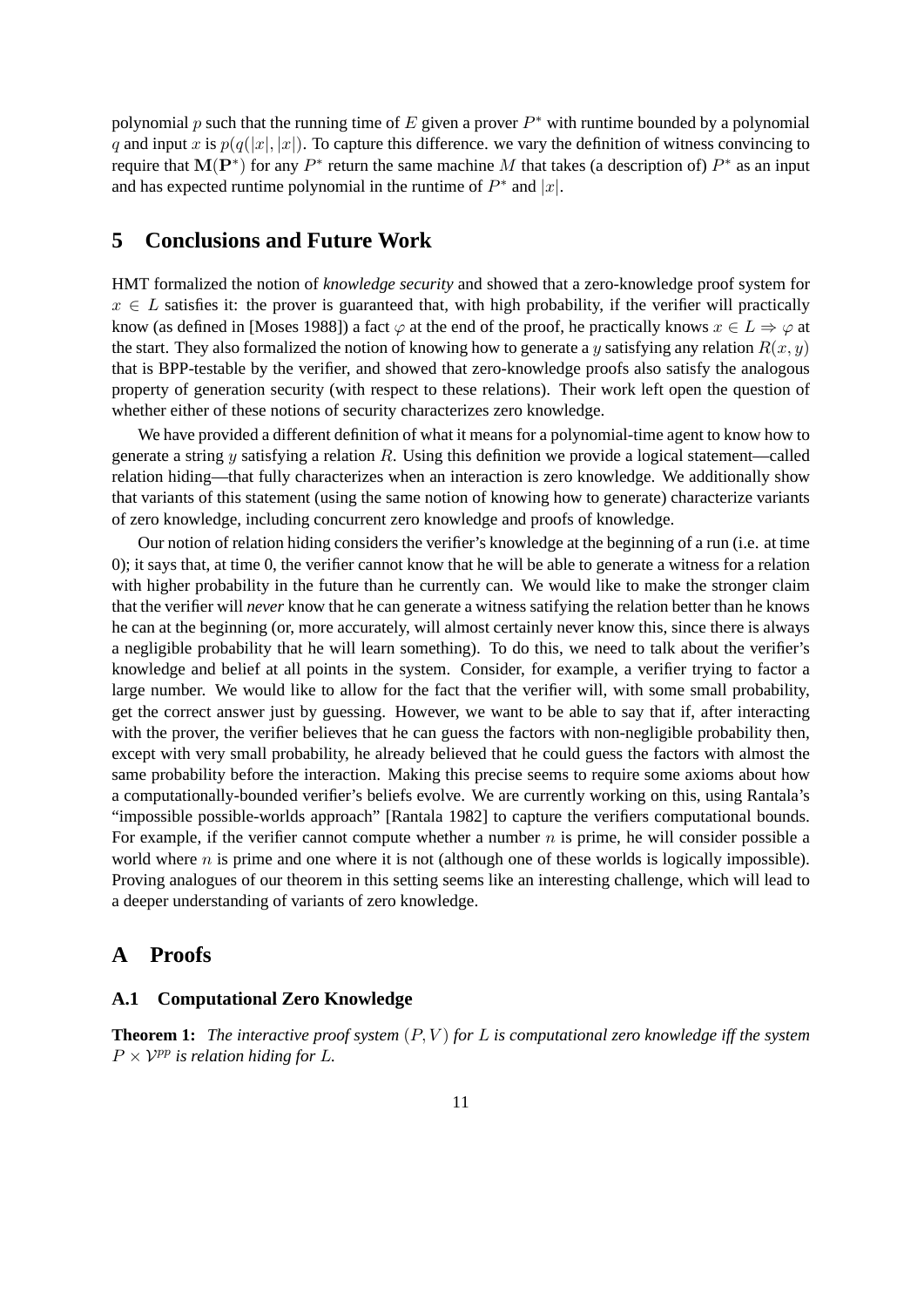polynomial $p$ such that the running time of $E$ given a prover $P^*$ with runtime bounded by a polynomial $q$ and input $x$ is $p(q(|x|, |x|)$. To capture this difference. we vary the definition of witness convincing to require that $\mathbf{M}(\mathbf{P}^*)$ for any $P^*$ return the same machine $M$ that takes (a description of) $P^*$ as an input and has expected runtime polynomial in the runtime of $P^*$ and $|x|$.

## 5 Conclusions and Future Work

HMT formalized the notion of *knowledge security* and showed that a zero-knowledge proof system for $x \in L$ satisfies it: the prover is guaranteed that, with high probability, if the verifier will practically know (as defined in [Moses 1988]) a fact $\varphi$ at the end of the proof, he practically knows $x \in L \Rightarrow \varphi$ at the start. They also formalized the notion of knowing how to generate a $y$ satisfying any relation $R(x, y)$ that is BPP-testable by the verifier, and showed that zero-knowledge proofs also satisfy the analogous property of generation security (with respect to these relations). Their work left open the question of whether either of these notions of security characterizes zero knowledge.

We have provided a different definition of what it means for a polynomial-time agent to know how to generate a string $y$ satisfying a relation $R$. Using this definition we provide a logical statement—called relation hiding—that fully characterizes when an interaction is zero knowledge. We additionally show that variants of this statement (using the same notion of knowing how to generate) characterize variants of zero knowledge, including concurrent zero knowledge and proofs of knowledge.

Our notion of relation hiding considers the verifier's knowledge at the beginning of a run (i.e. at time 0); it says that, at time 0, the verifier cannot know that he will be able to generate a witness for a relation with higher probability in the future than he currently can. We would like to make the stronger claim that the verifier will *never* know that he can generate a witness satifying the relation better than he knows he can at the beginning (or, more accurately, will almost certainly never know this, since there is always a negligible probability that he will learn something). To do this, we need to talk about the verifier's knowledge and belief at all points in the system. Consider, for example, a verifier trying to factor a large number. We would like to allow for the fact that the verifier will, with some small probability, get the correct answer just by guessing. However, we want to be able to say that if, after interacting with the prover, the verifier believes that he can guess the factors with non-negligible probability then, except with very small probability, he already believed that he could guess the factors with almost the same probability before the interaction. Making this precise seems to require some axioms about how a computationally-bounded verifier's beliefs evolve. We are currently working on this, using Rantala's "impossible possible-worlds approach" [Rantala 1982] to capture the verifiers computational bounds. For example, if the verifier cannot compute whether a number $n$ is prime, he will consider possible a world where $n$ is prime and one where it is not (although one of these worlds is logically impossible). Proving analogues of our theorem in this setting seems like an interesting challenge, which will lead to a deeper understanding of variants of zero knowledge.

## A Proofs

### A.1 Computational Zero Knowledge

**Theorem 1:** *The interactive proof system $(P, V)$ for $L$ is computational zero knowledge iff the system $P \times \mathcal{V}^{pp}$ is relation hiding for $L$.*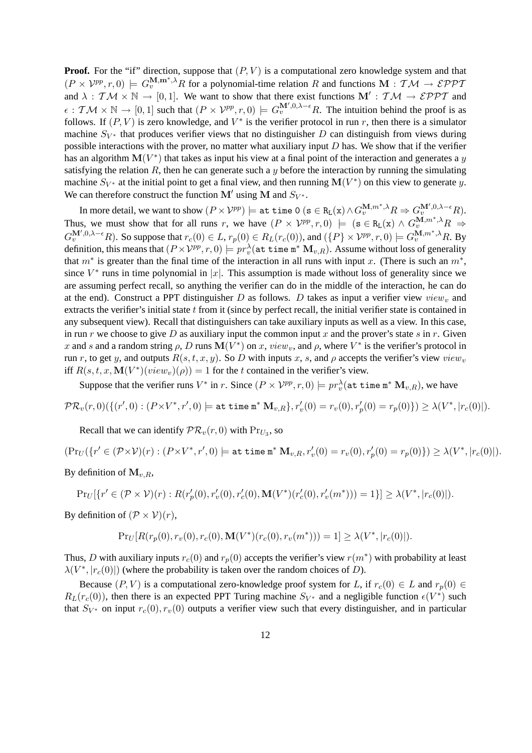**Proof.** For the "if" direction, suppose that $(P, V)$ is a computational zero knowledge system and that $(P \times \mathcal{V}^{pp}, r, 0) \models G_v^{\mathbf{M},\mathbf{m}^*,\lambda} R$ for a polynomial-time relation $R$ and functions $\mathbf{M} : \mathcal{TM} \to \mathcal{EPPT}$ and $\lambda : \mathcal{TM} \times \mathbb{N} \to [0,1]$. We want to show that there exist functions $\mathbf{M}' : \mathcal{TM} \to \mathcal{EPPT}$ and $\epsilon : \mathcal{TM} \times \mathbb{N} \to [0,1]$ such that $(P \times \mathcal{V}^{pp}, r, 0) \models G_v^{\mathbf{M}',0,\lambda-\epsilon} R$. The intuition behind the proof is as follows. If $(P, V)$ is zero knowledge, and $V^*$ is the verifier protocol in run $r$, then there is a simulator machine $S_{V^*}$ that produces verifier views that no distinguisher $D$ can distinguish from views during possible interactions with the prover, no matter what auxiliary input $D$ has. We show that if the verifier has an algorithm $\mathbf{M}(V^*)$ that takes as input his view at a final point of the interaction and generates a $y$ satisfying the relation $R$, then he can generate such a $y$ before the interaction by running the simulating machine $S_{V^*}$ at the initial point to get a final view, and then running $\mathbf{M}(V^*)$ on this view to generate $y$. We can therefore construct the function $\mathbf{M}'$ using $\mathbf{M}$ and $S_{V^*}$.

In more detail, we want to show $(P \times \mathcal{V}^{pp}) \models \texttt{at time 0} \ (\texttt{s} \in \texttt{R}_\texttt{L}(\texttt{x}) \land G_v^{\mathbf{M},m^*,\lambda} R \Rightarrow G_v^{\mathbf{M}',0,\lambda-\epsilon} R)$. Thus, we must show that for all runs $r$, we have $(P \times \mathcal{V}^{pp}, r, 0) \models (\texttt{s} \in \texttt{R}_\texttt{L}(\texttt{x}) \land G_v^{\mathbf{M},m^*,\lambda} R \Rightarrow G_v^{\mathbf{M}',0,\lambda-\epsilon} R)$. So suppose that $r_c(0) \in L$, $r_p(0) \in R_L(r_c(0))$, and $(\{P\} \times \mathcal{V}^{pp}, r, 0) \models G_v^{\mathbf{M},m^*,\lambda} R$. By definition, this means that $(P \times \mathcal{V}^{pp}, r, 0) \models pr_v^\lambda(\texttt{at time m}^* \ \mathbf{M}_{v,R})$. Assume without loss of generality that $m^*$ is greater than the final time of the interaction in all runs with input $x$. (There is such an $m^*$, since $V^*$ runs in time polynomial in $|x|$. This assumption is made without loss of generality since we are assuming perfect recall, so anything the verifier can do in the middle of the interaction, he can do at the end). Construct a PPT distinguisher $D$ as follows. $D$ takes as input a verifier view $view_v$ and extracts the verifier's initial state $t$ from it (since by perfect recall, the initial verifier state is contained in any subsequent view). Recall that distinguishers can take auxiliary inputs as well as a view. In this case, in run $r$ we choose to give $D$ as auxiliary input the common input $x$ and the prover's state $s$ in $r$. Given $x$ and $s$ and a random string $\rho$, $D$ runs $\mathbf{M}(V^*)$ on $x$, $view_v$, and $\rho$, where $V^*$ is the verifier's protocol in run $r$, to get $y$, and outputs $R(s, t, x, y)$. So $D$ with inputs $x$, $s$, and $\rho$ accepts the verifier's view $view_v$ iff $R(s, t, x, \mathbf{M}(V^*)(view_v)(\rho)) = 1$ for the $t$ contained in the verifier's view.

Suppose that the verifier runs $V^*$ in $r$. Since $(P \times \mathcal{V}^{pp}, r, 0) \models pr_v^\lambda(\texttt{at time m}^* \ \mathbf{M}_{v,R})$, we have

$$\mathcal{PR}_v(r,0)(\{(r',0) : (P \times V^*, r', 0) \models \texttt{at time m}^* \ \mathbf{M}_{v,R}\}, r'_v(0) = r_v(0), r'_p(0) = r_p(0)\}) \geq \lambda(V^*, |r_c(0)|).$$

Recall that we can identify $\mathcal{PR}_v(r,0)$ with $\Pr_{U_3}$, so

$$(\Pr_U(\{r' \in (\mathcal{P} \times \mathcal{V})(r) : (P \times V^*, r', 0) \models \texttt{at time m}^* \ \mathbf{M}_{v,R}, r'_v(0) = r_v(0), r'_p(0) = r_p(0)\}) \geq \lambda(V^*, |r_c(0)|).$$

By definition of $\mathbf{M}_{v,R}$,

$$\Pr_U[\{r' \in (\mathcal{P} \times \mathcal{V})(r) : R(r'_p(0), r'_v(0), r'_c(0), \mathbf{M}(V^*)(r'_c(0), r'_v(m^*))) = 1\}] \geq \lambda(V^*, |r_c(0)|).$$

By definition of $(\mathcal{P} \times \mathcal{V})(r)$,

$$\Pr_U[R(r_p(0), r_v(0), r_c(0), \mathbf{M}(V^*)(r_c(0), r_v(m^*))) = 1] \geq \lambda(V^*, |r_c(0)|).$$

Thus, $D$ with auxiliary inputs $r_c(0)$ and $r_p(0)$ accepts the verifier's view $r(m^*)$ with probability at least $\lambda(V^*, |r_c(0)|)$ (where the probability is taken over the random choices of $D$).

Because $(P, V)$ is a computational zero-knowledge proof system for $L$, if $r_c(0) \in L$ and $r_p(0) \in R_L(r_c(0))$, then there is an expected PPT Turing machine $S_{V^*}$ and a negligible function $\epsilon(V^*)$ such that $S_{V^*}$ on input $r_c(0), r_v(0)$ outputs a verifier view such that every distinguisher, and in particular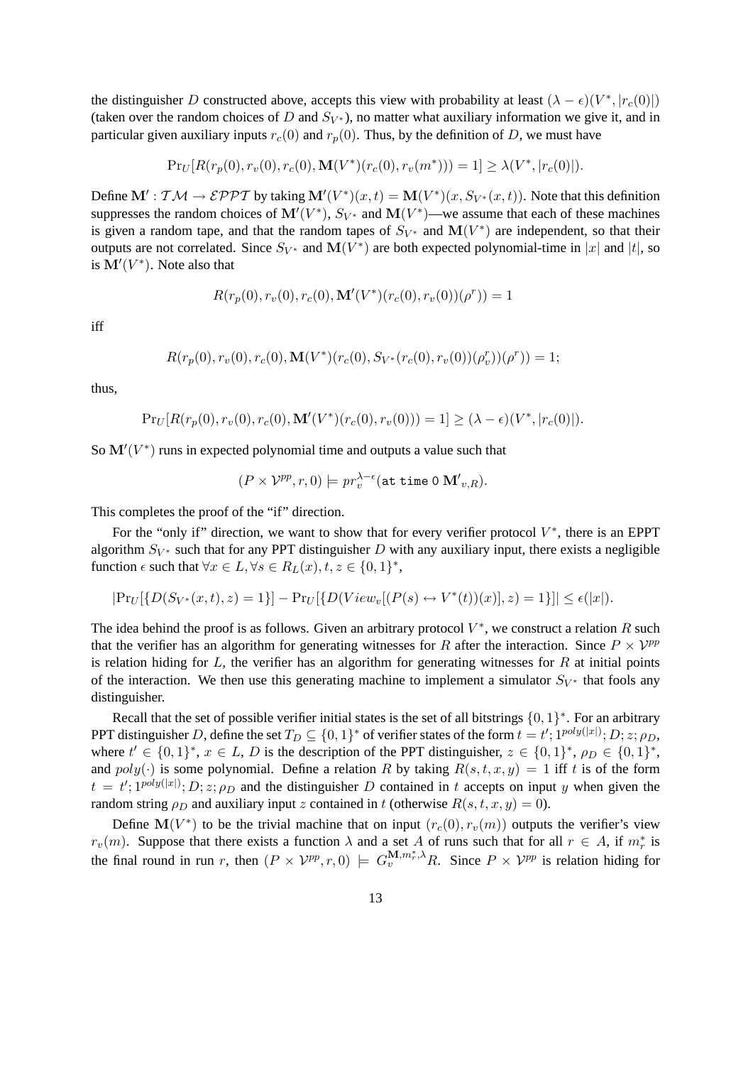the distinguisher $D$ constructed above, accepts this view with probability at least $(\lambda - \epsilon)(V^*, |r_c(0)|)$ (taken over the random choices of $D$ and $S_{V^*}$), no matter what auxiliary information we give it, and in particular given auxiliary inputs $r_c(0)$ and $r_p(0)$. Thus, by the definition of $D$, we must have

$$\Pr_U[R(r_p(0), r_v(0), r_c(0), \mathbf{M}(V^*)(r_c(0), r_v(m^*))) = 1] \geq \lambda(V^*, |r_c(0)|).$$

Define $\mathbf{M}' : \mathcal{TM} \to \mathcal{EPPT}$ by taking $\mathbf{M}'(V^*)(x,t) = \mathbf{M}(V^*)(x, S_{V^*}(x,t))$. Note that this definition suppresses the random choices of $\mathbf{M}'(V^*)$, $S_{V^*}$ and $\mathbf{M}(V^*)$—we assume that each of these machines is given a random tape, and that the random tapes of $S_{V^*}$ and $\mathbf{M}(V^*)$ are independent, so that their outputs are not correlated. Since $S_{V^*}$ and $\mathbf{M}(V^*)$ are both expected polynomial-time in $|x|$ and $|t|$, so is $\mathbf{M}'(V^*)$. Note also that

$$R(r_p(0), r_v(0), r_c(0), \mathbf{M}'(V^*)(r_c(0), r_v(0))(\rho^r)) = 1$$

iff

$$R(r_p(0), r_v(0), r_c(0), \mathbf{M}(V^*)(r_c(0), S_{V^*}(r_c(0), r_v(0))(\rho_v^r))(\rho^r)) = 1;$$

thus,

$$\Pr_U[R(r_p(0), r_v(0), r_c(0), \mathbf{M}'(V^*)(r_c(0), r_v(0))) = 1] \geq (\lambda - \epsilon)(V^*, |r_c(0)|).$$

So $\mathbf{M}'(V^*)$ runs in expected polynomial time and outputs a value such that

$$(P \times \mathcal{V}^{pp}, r, 0) \models pr_v^{\lambda - \epsilon}(\texttt{at time 0 } \mathbf{M'}_{v,R}).$$

This completes the proof of the "if" direction.

For the "only if" direction, we want to show that for every verifier protocol $V^*$, there is an EPPT algorithm $S_{V^*}$ such that for any PPT distinguisher $D$ with any auxiliary input, there exists a negligible function $\epsilon$ such that $\forall x \in L, \forall s \in R_L(x), t, z \in \{0,1\}^*$,

$$|\Pr_U[\{D(S_{V^*}(x,t), z) = 1\}] - \Pr_U[\{D(View_v[(P(s) \leftrightarrow V^*(t))(x)], z) = 1\}]| \leq \epsilon(|x|).$$

The idea behind the proof is as follows. Given an arbitrary protocol $V^*$, we construct a relation $R$ such that the verifier has an algorithm for generating witnesses for $R$ after the interaction. Since $P \times \mathcal{V}^{pp}$ is relation hiding for $L$, the verifier has an algorithm for generating witnesses for $R$ at initial points of the interaction. We then use this generating machine to implement a simulator $S_{V^*}$ that fools any distinguisher.

Recall that the set of possible verifier initial states is the set of all bitstrings $\{0,1\}^*$. For an arbitrary PPT distinguisher $D$, define the set $T_D \subseteq \{0,1\}^*$ of verifier states of the form $t = t'; 1^{poly(|x|)}; D; z; \rho_D$, where $t' \in \{0,1\}^*$, $x \in L$, $D$ is the description of the PPT distinguisher, $z \in \{0,1\}^*$, $\rho_D \in \{0,1\}^*$, and $poly(\cdot)$ is some polynomial. Define a relation $R$ by taking $R(s,t,x,y) = 1$ iff $t$ is of the form $t = t'; 1^{poly(|x|)}; D; z; \rho_D$ and the distinguisher $D$ contained in $t$ accepts on input $y$ when given the random string $\rho_D$ and auxiliary input $z$ contained in $t$ (otherwise $R(s,t,x,y) = 0$).

Define $\mathbf{M}(V^*)$ to be the trivial machine that on input $(r_c(0), r_v(m))$ outputs the verifier's view $r_v(m)$. Suppose that there exists a function $\lambda$ and a set $A$ of runs such that for all $r \in A$, if $m_r^*$ is the final round in run $r$, then $(P \times \mathcal{V}^{pp}, r, 0) \models G_v^{\mathbf{M}, m_r^*, \lambda} R$. Since $P \times \mathcal{V}^{pp}$ is relation hiding for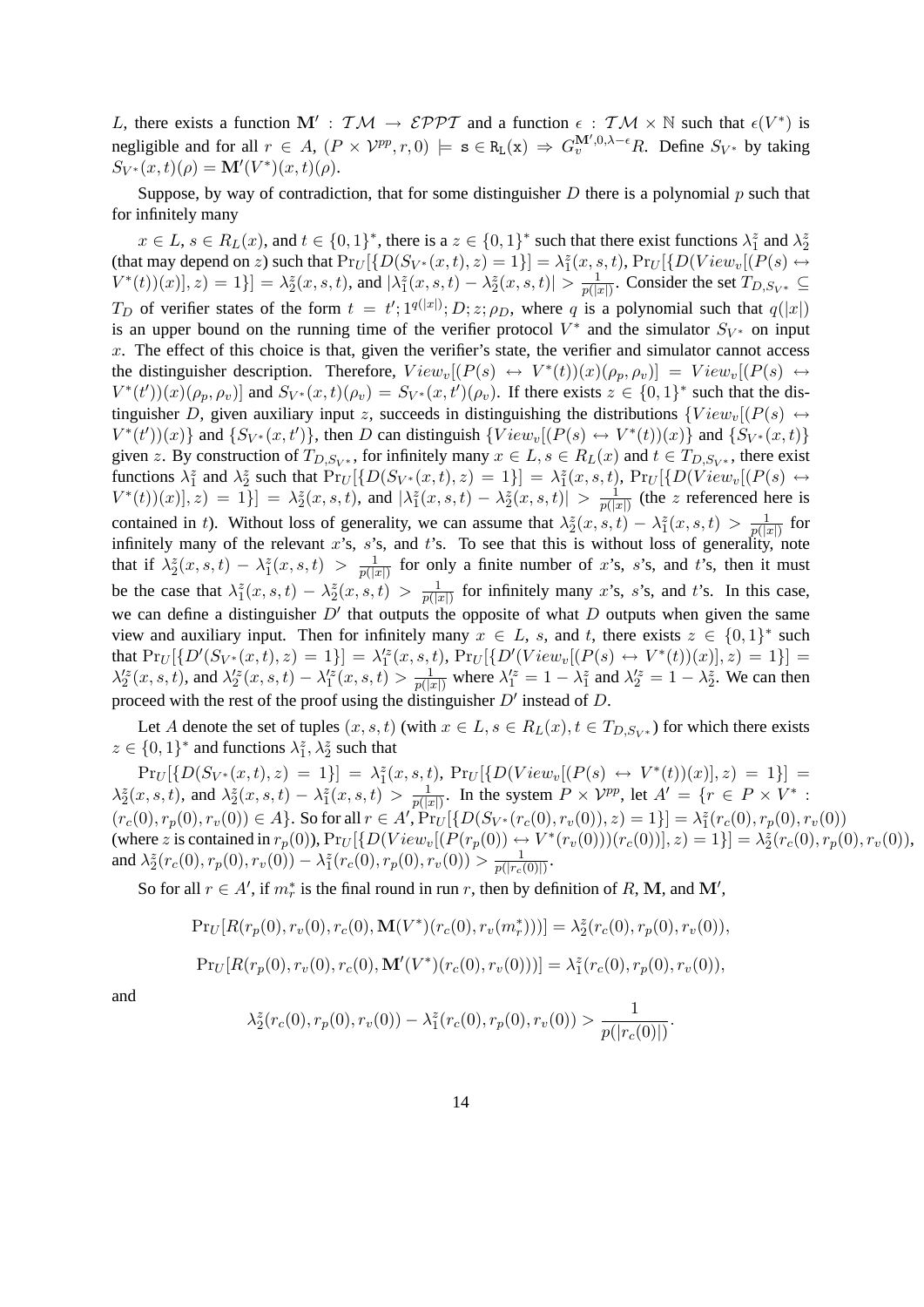$L$, there exists a function $\mathbf{M}' : \mathcal{TM} \rightarrow \mathcal{EPPT}$ and a function $\epsilon : \mathcal{TM} \times \mathbb{N}$ such that $\epsilon(V^*)$ is negligible and for all $r \in A$, $(P \times \mathcal{V}^{pp}, r, 0) \models \mathtt{s} \in \mathtt{R_L(x)} \Rightarrow G_v^{\mathbf{M}',0,\lambda-\epsilon} R$. Define $S_{V^*}$ by taking $S_{V^*}(x,t)(\rho) = \mathbf{M}'(V^*)(x,t)(\rho)$.

Suppose, by way of contradiction, that for some distinguisher $D$ there is a polynomial $p$ such that for infinitely many

$x \in L$, $s \in R_L(x)$, and $t \in \{0,1\}^*$, there is a $z \in \{0,1\}^*$ such that there exist functions $\lambda_1^z$ and $\lambda_2^z$ (that may depend on $z$) such that $\Pr_U[\{D(S_{V^*}(x,t),z) = 1\}] = \lambda_1^z(x,s,t)$, $\Pr_U[\{D(View_v[(P(s) \leftrightarrow V^*(t))(x)],z) = 1\}] = \lambda_2^z(x,s,t)$, and $|\lambda_1^z(x,s,t) - \lambda_2^z(x,s,t)| > \frac{1}{p(|x|)}$. Consider the set $T_{D,S_{V^*}} \subseteq T_D$ of verifier states of the form $t = t'; 1^{q(|x|)}; D; z; \rho_D$, where $q$ is a polynomial such that $q(|x|)$ is an upper bound on the running time of the verifier protocol $V^*$ and the simulator $S_{V^*}$ on input $x$. The effect of this choice is that, given the verifier's state, the verifier and simulator cannot access the distinguisher description. Therefore, $View_v[(P(s) \leftrightarrow V^*(t))(x)(\rho_p, \rho_v)] = View_v[(P(s) \leftrightarrow V^*(t'))(x)(\rho_p, \rho_v)]$ and $S_{V^*}(x,t)(\rho_v) = S_{V^*}(x,t')(\rho_v)$. If there exists $z \in \{0,1\}^*$ such that the distinguisher $D$, given auxiliary input $z$, succeeds in distinguishing the distributions $\{View_v[(P(s) \leftrightarrow V^*(t'))(x)\}$ and $\{S_{V^*}(x,t')\}$, then $D$ can distinguish $\{View_v[(P(s) \leftrightarrow V^*(t))(x)\}$ and $\{S_{V^*}(x,t)\}$ given $z$. By construction of $T_{D,S_{V^*}}$, for infinitely many $x \in L, s \in R_L(x)$ and $t \in T_{D,S_{V^*}}$, there exist functions $\lambda_1^z$ and $\lambda_2^z$ such that $\Pr_U[\{D(S_{V^*}(x,t),z) = 1\}] = \lambda_1^z(x,s,t)$, $\Pr_U[\{D(View_v[(P(s) \leftrightarrow V^*(t))(x)],z) = 1\}] = \lambda_2^z(x,s,t)$, and $|\lambda_1^z(x,s,t) - \lambda_2^z(x,s,t)| > \frac{1}{p(|x|)}$ (the $z$ referenced here is contained in $t$). Without loss of generality, we can assume that $\lambda_2^z(x,s,t) - \lambda_1^z(x,s,t) > \frac{1}{p(|x|)}$ for infinitely many of the relevant $x$'s, $s$'s, and $t$'s. To see that this is without loss of generality, note that if $\lambda_2^z(x,s,t) - \lambda_1^z(x,s,t) > \frac{1}{p(|x|)}$ for only a finite number of $x$'s, $s$'s, and $t$'s, then it must be the case that $\lambda_1^z(x,s,t) - \lambda_2^z(x,s,t) > \frac{1}{p(|x|)}$ for infinitely many $x$'s, $s$'s, and $t$'s. In this case, we can define a distinguisher $D'$ that outputs the opposite of what $D$ outputs when given the same view and auxiliary input. Then for infinitely many $x \in L$, $s$, and $t$, there exists $z \in \{0,1\}^*$ such that $\Pr_U[\{D'(S_{V^*}(x,t),z) = 1\}] = \lambda_1'^z(x,s,t)$, $\Pr_U[\{D'(View_v[(P(s) \leftrightarrow V^*(t))(x)],z) = 1\}] = \lambda_2'^z(x,s,t)$, and $\lambda_2'^z(x,s,t) - \lambda_1'^z(x,s,t) > \frac{1}{p(|x|)}$ where $\lambda_1'^z = 1 - \lambda_1^z$ and $\lambda_2'^z = 1 - \lambda_2^z$. We can then proceed with the rest of the proof using the distinguisher $D'$ instead of $D$.

Let $A$ denote the set of tuples $(x,s,t)$ (with $x \in L, s \in R_L(x), t \in T_{D,S_{V^*}}$) for which there exists $z \in \{0,1\}^*$ and functions $\lambda_1^z, \lambda_2^z$ such that

$\Pr_U[\{D(S_{V^*}(x,t),z) = 1\}] = \lambda_1^z(x,s,t)$, $\Pr_U[\{D(View_v[(P(s) \leftrightarrow V^*(t))(x)],z) = 1\}] = \lambda_2^z(x,s,t)$, and $\lambda_2^z(x,s,t) - \lambda_1^z(x,s,t) > \frac{1}{p(|x|)}$. In the system $P \times \mathcal{V}^{pp}$, let $A' = \{r \in P \times V^* : (r_c(0), r_p(0), r_v(0)) \in A\}$. So for all $r \in A'$, $\Pr_U[\{D(S_{V^*}(r_c(0), r_v(0)), z) = 1\}] = \lambda_1^z(r_c(0), r_p(0), r_v(0))$ (where $z$ is contained in $r_p(0)$), $\Pr_U[\{D(View_v[(P(r_p(0)) \leftrightarrow V^*(r_v(0)))(r_c(0))], z) = 1\}] = \lambda_2^z(r_c(0), r_p(0), r_v(0))$, and $\lambda_2^z(r_c(0), r_p(0), r_v(0)) - \lambda_1^z(r_c(0), r_p(0), r_v(0)) > \frac{1}{p(|r_c(0)|)}$.

So for all $r \in A'$, if $m_r^*$ is the final round in run $r$, then by definition of $R$, $\mathbf{M}$, and $\mathbf{M}'$,

$$\Pr_U[R(r_p(0), r_v(0), r_c(0), \mathbf{M}(V^*)(r_c(0), r_v(m_r^*)))] = \lambda_2^z(r_c(0), r_p(0), r_v(0)),$$

$$\Pr_U[R(r_p(0), r_v(0), r_c(0), \mathbf{M}'(V^*)(r_c(0), r_v(0)))] = \lambda_1^z(r_c(0), r_p(0), r_v(0)),$$

and

$$\lambda_2^z(r_c(0), r_p(0), r_v(0)) - \lambda_1^z(r_c(0), r_p(0), r_v(0)) > \frac{1}{p(|r_c(0)|)}.$$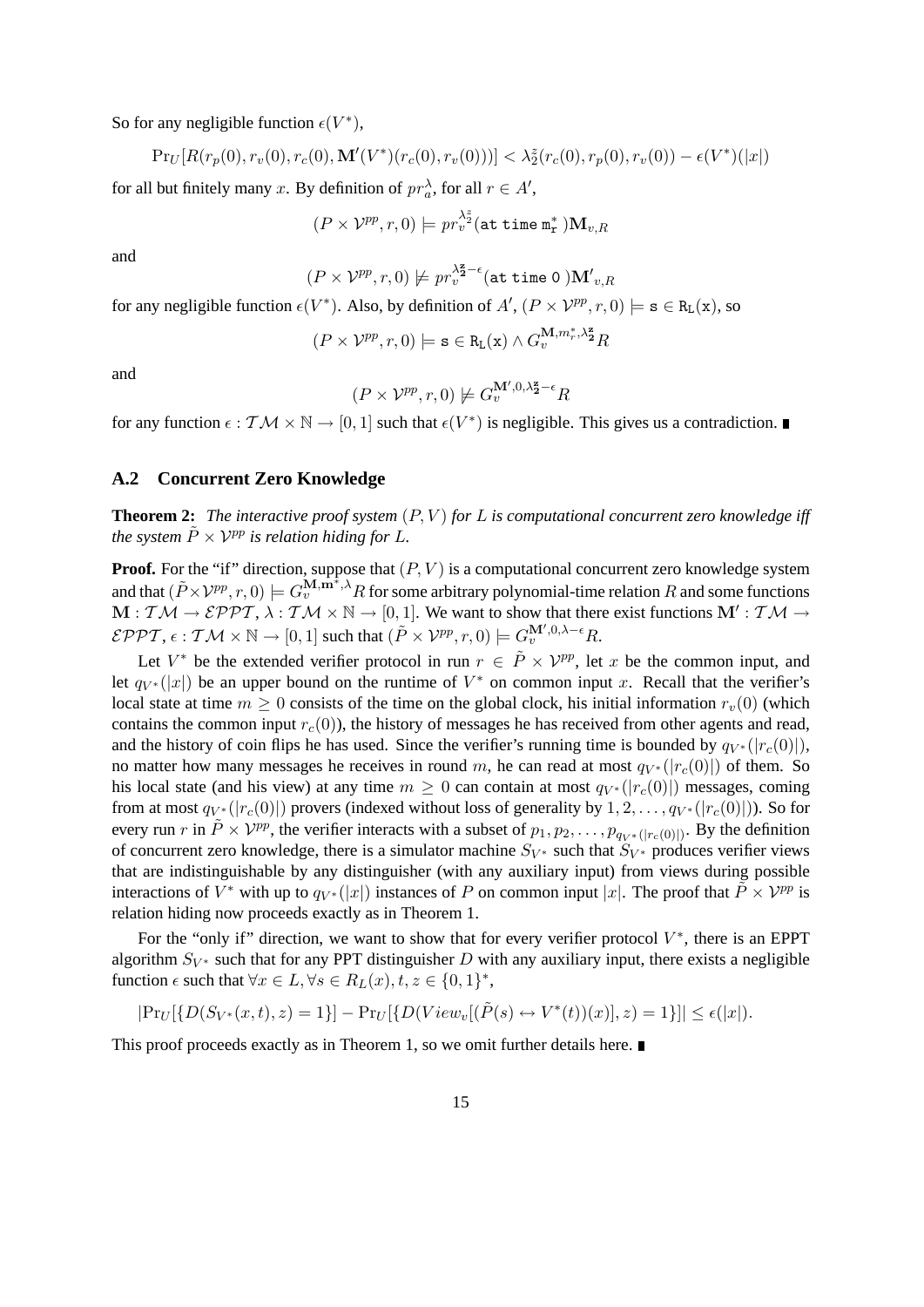So for any negligible function $\epsilon(V^*)$,

$$\Pr_U[R(r_p(0), r_v(0), r_c(0), \mathbf{M}'(V^*)(r_c(0), r_v(0)))] < \lambda_2^z(r_c(0), r_p(0), r_v(0)) - \epsilon(V^*)(|x|)$$

for all but finitely many $x$. By definition of $pr_a^\lambda$, for all $r \in A'$,

$$(P \times \mathcal{V}^{pp}, r, 0) \models pr_v^{\lambda_2^z}(\texttt{at time } \mathtt{m}_\mathtt{r}^*)\mathbf{M}_{v,R}$$

and

$$(P \times \mathcal{V}^{pp}, r, 0) \not\models pr_v^{\lambda_\mathbf{2}^\mathbf{z} - \epsilon}(\texttt{at time 0})\mathbf{M}'_{v,R}$$

for any negligible function $\epsilon(V^*)$. Also, by definition of $A'$, $(P \times \mathcal{V}^{pp}, r, 0) \models \mathtt{s} \in \mathtt{R_L(x)}$, so

$$(P \times \mathcal{V}^{pp}, r, 0) \models \mathtt{s} \in \mathtt{R_L(x)} \land G_v^{\mathbf{M}, m_r^*, \lambda_\mathbf{2}^\mathbf{z}} R$$

and

$$(P \times \mathcal{V}^{pp}, r, 0) \not\models G_v^{\mathbf{M}', 0, \lambda_\mathbf{2}^\mathbf{z} - \epsilon} R$$

for any function $\epsilon : \mathcal{TM} \times \mathbb{N} \to [0, 1]$ such that $\epsilon(V^*)$ is negligible. This gives us a contradiction. ∎

## A.2 Concurrent Zero Knowledge

**Theorem 2:** *The interactive proof system $(P, V)$ for $L$ is computational concurrent zero knowledge iff the system $\tilde{P} \times \mathcal{V}^{pp}$ is relation hiding for $L$.*

**Proof.** For the "if" direction, suppose that $(P, V)$ is a computational concurrent zero knowledge system and that $(\tilde{P} \times \mathcal{V}^{pp}, r, 0) \models G_v^{\mathbf{M}, \mathbf{m}^*, \lambda} R$ for some arbitrary polynomial-time relation $R$ and some functions $\mathbf{M} : \mathcal{TM} \to \mathcal{EPPT}$, $\lambda : \mathcal{TM} \times \mathbb{N} \to [0, 1]$. We want to show that there exist functions $\mathbf{M}' : \mathcal{TM} \to \mathcal{EPPT}$, $\epsilon : \mathcal{TM} \times \mathbb{N} \to [0, 1]$ such that $(\tilde{P} \times \mathcal{V}^{pp}, r, 0) \models G_v^{\mathbf{M}', 0, \lambda - \epsilon} R$.

Let $V^*$ be the extended verifier protocol in run $r \in \tilde{P} \times \mathcal{V}^{pp}$, let $x$ be the common input, and let $q_{V^*}(|x|)$ be an upper bound on the runtime of $V^*$ on common input $x$. Recall that the verifier's local state at time $m \geq 0$ consists of the time on the global clock, his initial information $r_v(0)$ (which contains the common input $r_c(0)$), the history of messages he has received from other agents and read, and the history of coin flips he has used. Since the verifier's running time is bounded by $q_{V^*}(|r_c(0)|)$, no matter how many messages he receives in round $m$, he can read at most $q_{V^*}(|r_c(0)|)$ of them. So his local state (and his view) at any time $m \geq 0$ can contain at most $q_{V^*}(|r_c(0)|)$ messages, coming from at most $q_{V^*}(|r_c(0)|)$ provers (indexed without loss of generality by $1, 2, \ldots, q_{V^*}(|r_c(0)|)$). So for every run $r$ in $\tilde{P} \times \mathcal{V}^{pp}$, the verifier interacts with a subset of $p_1, p_2, \ldots, p_{q_{V^*}(|r_c(0)|)}$. By the definition of concurrent zero knowledge, there is a simulator machine $S_{V^*}$ such that $S_{V^*}$ produces verifier views that are indistinguishable by any distinguisher (with any auxiliary input) from views during possible interactions of $V^*$ with up to $q_{V^*}(|x|)$ instances of $P$ on common input $|x|$. The proof that $\tilde{P} \times \mathcal{V}^{pp}$ is relation hiding now proceeds exactly as in Theorem 1.

For the "only if" direction, we want to show that for every verifier protocol $V^*$, there is an EPPT algorithm $S_{V^*}$ such that for any PPT distinguisher $D$ with any auxiliary input, there exists a negligible function $\epsilon$ such that $\forall x \in L, \forall s \in R_L(x), t, z \in \{0, 1\}^*$,

$$|\Pr_U[\{D(S_{V^*}(x, t), z) = 1\}] - \Pr_U[\{D(View_v[(\tilde{P}(s) \leftrightarrow V^*(t))(x)], z) = 1\}]| \leq \epsilon(|x|).$$

This proof proceeds exactly as in Theorem 1, so we omit further details here. ∎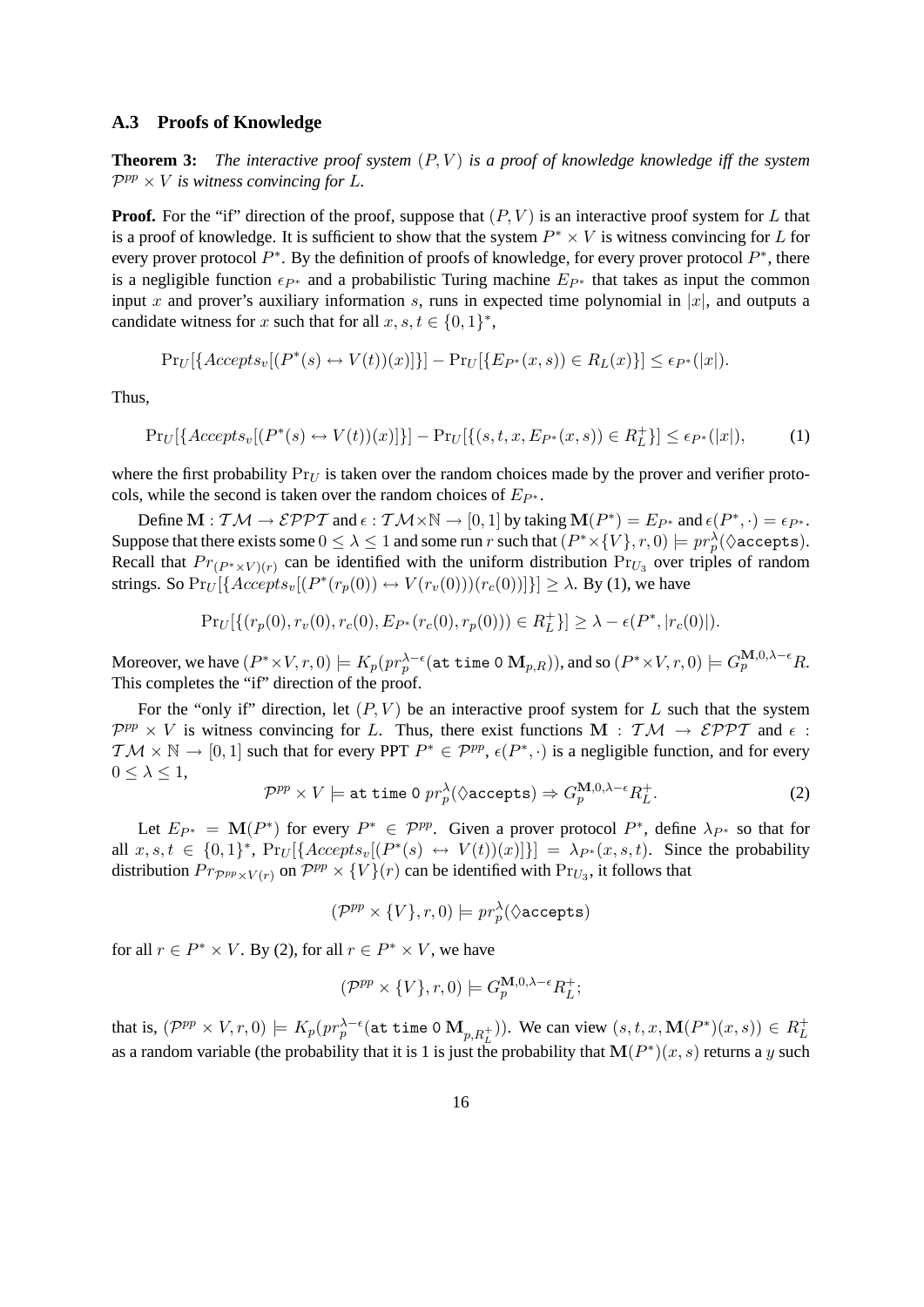### A.3 Proofs of Knowledge

**Theorem 3:** *The interactive proof system $(P, V)$ is a proof of knowledge knowledge iff the system $\mathcal{P}^{pp} \times V$ is witness convincing for $L$.*

**Proof.** For the "if" direction of the proof, suppose that $(P, V)$ is an interactive proof system for $L$ that is a proof of knowledge. It is sufficient to show that the system $P^* \times V$ is witness convincing for $L$ for every prover protocol $P^*$. By the definition of proofs of knowledge, for every prover protocol $P^*$, there is a negligible function $\epsilon_{P^*}$ and a probabilistic Turing machine $E_{P^*}$ that takes as input the common input $x$ and prover's auxiliary information $s$, runs in expected time polynomial in $|x|$, and outputs a candidate witness for $x$ such that for all $x, s, t \in \{0, 1\}^*$,

$$\Pr_U[\{Accepts_v[(P^*(s) \leftrightarrow V(t))(x)]\}] - \Pr_U[\{E_{P^*}(x, s)) \in R_L(x)\}] \leq \epsilon_{P^*}(|x|).$$

Thus,

$$\Pr_U[\{Accepts_v[(P^*(s) \leftrightarrow V(t))(x)]\}] - \Pr_U[\{(s, t, x, E_{P^*}(x, s)) \in R_L^+\}] \leq \epsilon_{P^*}(|x|), \tag{1}$$

where the first probability $\Pr_U$ is taken over the random choices made by the prover and verifier protocols, while the second is taken over the random choices of $E_{P^*}$.

Define $\mathbf{M} : \mathcal{TM} \to \mathcal{EPPT}$ and $\epsilon : \mathcal{TM} \times \mathbb{N} \to [0, 1]$ by taking $\mathbf{M}(P^*) = E_{P^*}$ and $\epsilon(P^*, \cdot) = \epsilon_{P^*}$. Suppose that there exists some $0 \leq \lambda \leq 1$ and some run $r$ such that $(P^* \times \{V\}, r, 0) \models pr_p^\lambda(\Diamond \texttt{accepts})$. Recall that $Pr_{(P^* \times V)(r)}$ can be identified with the uniform distribution $\Pr_{U_3}$ over triples of random strings. So $\Pr_U[\{Accepts_v[(P^*(r_p(0)) \leftrightarrow V(r_v(0)))(r_c(0))]\}] \geq \lambda$. By (1), we have

$$\Pr_U[\{(r_p(0), r_v(0), r_c(0), E_{P^*}(r_c(0), r_p(0))) \in R_L^+\}] \geq \lambda - \epsilon(P^*, |r_c(0)|).$$

Moreover, we have $(P^* \times V, r, 0) \models K_p(pr_p^{\lambda - \epsilon}(\texttt{at time 0 } \mathbf{M}_{p,R}))$, and so $(P^* \times V, r, 0) \models G_p^{\mathbf{M}, 0, \lambda - \epsilon} R$. This completes the "if" direction of the proof.

For the "only if" direction, let $(P, V)$ be an interactive proof system for $L$ such that the system $\mathcal{P}^{pp} \times V$ is witness convincing for $L$. Thus, there exist functions $\mathbf{M} : \mathcal{TM} \to \mathcal{EPPT}$ and $\epsilon : \mathcal{TM} \times \mathbb{N} \to [0, 1]$ such that for every PPT $P^* \in \mathcal{P}^{pp}$, $\epsilon(P^*, \cdot)$ is a negligible function, and for every $0 \leq \lambda \leq 1$,

$$\mathcal{P}^{pp} \times V \models \texttt{at time 0 } pr_p^\lambda(\Diamond \texttt{accepts}) \Rightarrow G_p^{\mathbf{M}, 0, \lambda - \epsilon} R_L^+. \tag{2}$$

Let $E_{P^*} = \mathbf{M}(P^*)$ for every $P^* \in \mathcal{P}^{pp}$. Given a prover protocol $P^*$, define $\lambda_{P^*}$ so that for all $x, s, t \in \{0, 1\}^*$, $\Pr_U[\{Accepts_v[(P^*(s) \leftrightarrow V(t))(x)]\}] = \lambda_{P^*}(x, s, t)$. Since the probability distribution $Pr_{\mathcal{P}^{pp} \times V(r)}$ on $\mathcal{P}^{pp} \times \{V\}(r)$ can be identified with $\Pr_{U_3}$, it follows that

$$(\mathcal{P}^{pp} \times \{V\}, r, 0) \models pr_p^\lambda(\Diamond \texttt{accepts})$$

for all $r \in P^* \times V$. By (2), for all $r \in P^* \times V$, we have

$$(\mathcal{P}^{pp} \times \{V\}, r, 0) \models G_p^{\mathbf{M}, 0, \lambda - \epsilon} R_L^+;$$

that is, $(\mathcal{P}^{pp} \times V, r, 0) \models K_p(pr_p^{\lambda - \epsilon}(\texttt{at time 0 } \mathbf{M}_{p, R_L^+}))$. We can view $(s, t, x, \mathbf{M}(P^*)(x, s)) \in R_L^+$ as a random variable (the probability that it is 1 is just the probability that $\mathbf{M}(P^*)(x, s)$ returns a $y$ such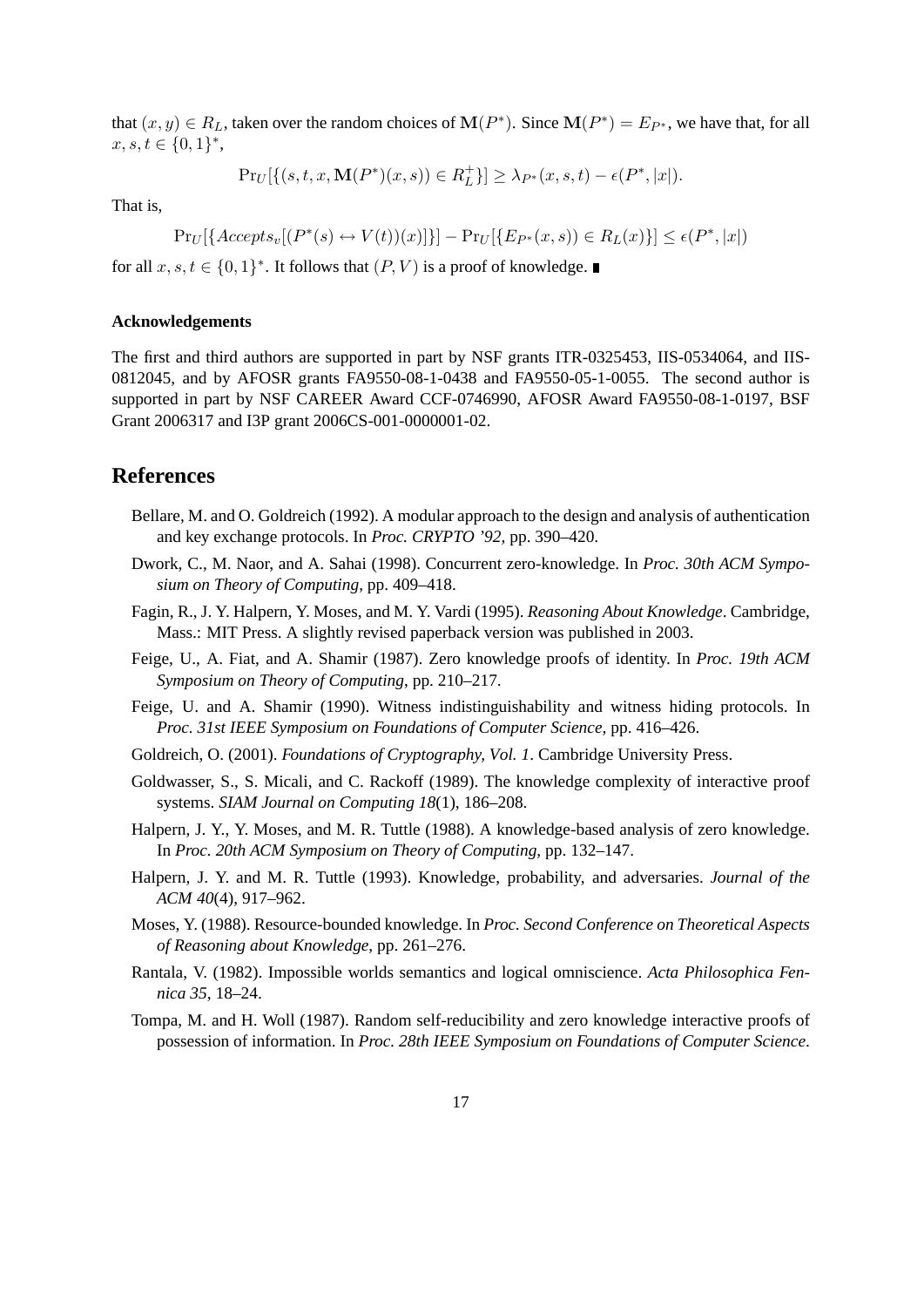that $(x, y) \in R_L$, taken over the random choices of $\mathbf{M}(P^*)$. Since $\mathbf{M}(P^*) = E_{P^*}$, we have that, for all $x, s, t \in \{0, 1\}^*$,

$$\Pr_U[\{(s, t, x, \mathbf{M}(P^*)(x, s)) \in R_L^+\}] \geq \lambda_{P^*}(x, s, t) - \epsilon(P^*, |x|).$$

That is,

$$\Pr_U[\{Accepts_v[(P^*(s) \leftrightarrow V(t))(x)]\}] - \Pr_U[\{E_{P^*}(x, s)) \in R_L(x)\}] \leq \epsilon(P^*, |x|)$$

for all $x, s, t \in \{0, 1\}^*$. It follows that $(P, V)$ is a proof of knowledge. ∎

**Acknowledgements**

The first and third authors are supported in part by NSF grants ITR-0325453, IIS-0534064, and IIS-0812045, and by AFOSR grants FA9550-08-1-0438 and FA9550-05-1-0055. The second author is supported in part by NSF CAREER Award CCF-0746990, AFOSR Award FA9550-08-1-0197, BSF Grant 2006317 and I3P grant 2006CS-001-0000001-02.

## References

Bellare, M. and O. Goldreich (1992). A modular approach to the design and analysis of authentication and key exchange protocols. In *Proc. CRYPTO '92*, pp. 390–420.

Dwork, C., M. Naor, and A. Sahai (1998). Concurrent zero-knowledge. In *Proc. 30th ACM Symposium on Theory of Computing*, pp. 409–418.

Fagin, R., J. Y. Halpern, Y. Moses, and M. Y. Vardi (1995). *Reasoning About Knowledge*. Cambridge, Mass.: MIT Press. A slightly revised paperback version was published in 2003.

Feige, U., A. Fiat, and A. Shamir (1987). Zero knowledge proofs of identity. In *Proc. 19th ACM Symposium on Theory of Computing*, pp. 210–217.

Feige, U. and A. Shamir (1990). Witness indistinguishability and witness hiding protocols. In *Proc. 31st IEEE Symposium on Foundations of Computer Science*, pp. 416–426.

Goldreich, O. (2001). *Foundations of Cryptography, Vol. 1*. Cambridge University Press.

Goldwasser, S., S. Micali, and C. Rackoff (1989). The knowledge complexity of interactive proof systems. *SIAM Journal on Computing 18*(1), 186–208.

Halpern, J. Y., Y. Moses, and M. R. Tuttle (1988). A knowledge-based analysis of zero knowledge. In *Proc. 20th ACM Symposium on Theory of Computing*, pp. 132–147.

Halpern, J. Y. and M. R. Tuttle (1993). Knowledge, probability, and adversaries. *Journal of the ACM 40*(4), 917–962.

Moses, Y. (1988). Resource-bounded knowledge. In *Proc. Second Conference on Theoretical Aspects of Reasoning about Knowledge*, pp. 261–276.

Rantala, V. (1982). Impossible worlds semantics and logical omniscience. *Acta Philosophica Fennica 35*, 18–24.

Tompa, M. and H. Woll (1987). Random self-reducibility and zero knowledge interactive proofs of possession of information. In *Proc. 28th IEEE Symposium on Foundations of Computer Science*.